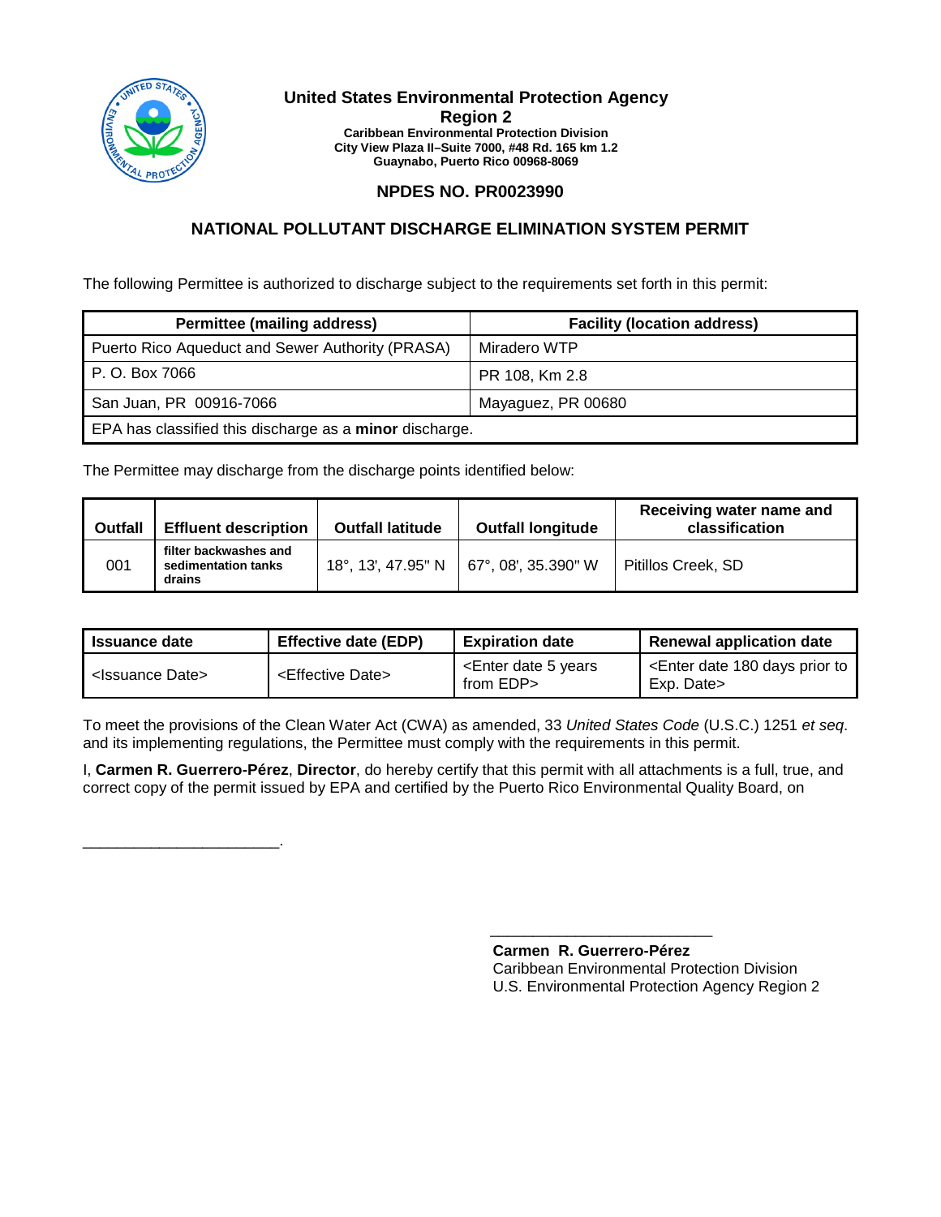**United States Environmental Protection Agency**
**Region 2**
**Caribbean Environmental Protection Division**
**City View Plaza II–Suite 7000, #48 Rd. 165 km 1.2**
**Guaynabo, Puerto Rico 00968-8069**

## NPDES NO. PR0023990

## NATIONAL POLLUTANT DISCHARGE ELIMINATION SYSTEM PERMIT

The following Permittee is authorized to discharge subject to the requirements set forth in this permit:

| Permittee (mailing address) | Facility (location address) |
|---|---|
| Puerto Rico Aqueduct and Sewer Authority (PRASA) | Miradero WTP |
| P. O. Box 7066 | PR 108, Km 2.8 |
| San Juan, PR 00916-7066 | Mayaguez, PR 00680 |
| EPA has classified this discharge as a **minor** discharge. | |

The Permittee may discharge from the discharge points identified below:

| Outfall | Effluent description | Outfall latitude | Outfall longitude | Receiving water name and classification |
|---|---|---|---|---|
| 001 | filter backwashes and sedimentation tanks drains | 18°, 13', 47.95" N | 67°, 08', 35.390" W | Pitillos Creek, SD |

| Issuance date | Effective date (EDP) | Expiration date | Renewal application date |
|---|---|---|---|
| <Issuance Date> | <Effective Date> | <Enter date 5 years from EDP> | <Enter date 180 days prior to Exp. Date> |

To meet the provisions of the Clean Water Act (CWA) as amended, 33 *United States Code* (U.S.C.) 1251 *et seq*. and its implementing regulations, the Permittee must comply with the requirements in this permit.

I, **Carmen R. Guerrero-Pérez**, **Director**, do hereby certify that this permit with all attachments is a full, true, and correct copy of the permit issued by EPA and certified by the Puerto Rico Environmental Quality Board, on

______________________.

__________________________

**Carmen R. Guerrero-Pérez**
Caribbean Environmental Protection Division
U.S. Environmental Protection Agency Region 2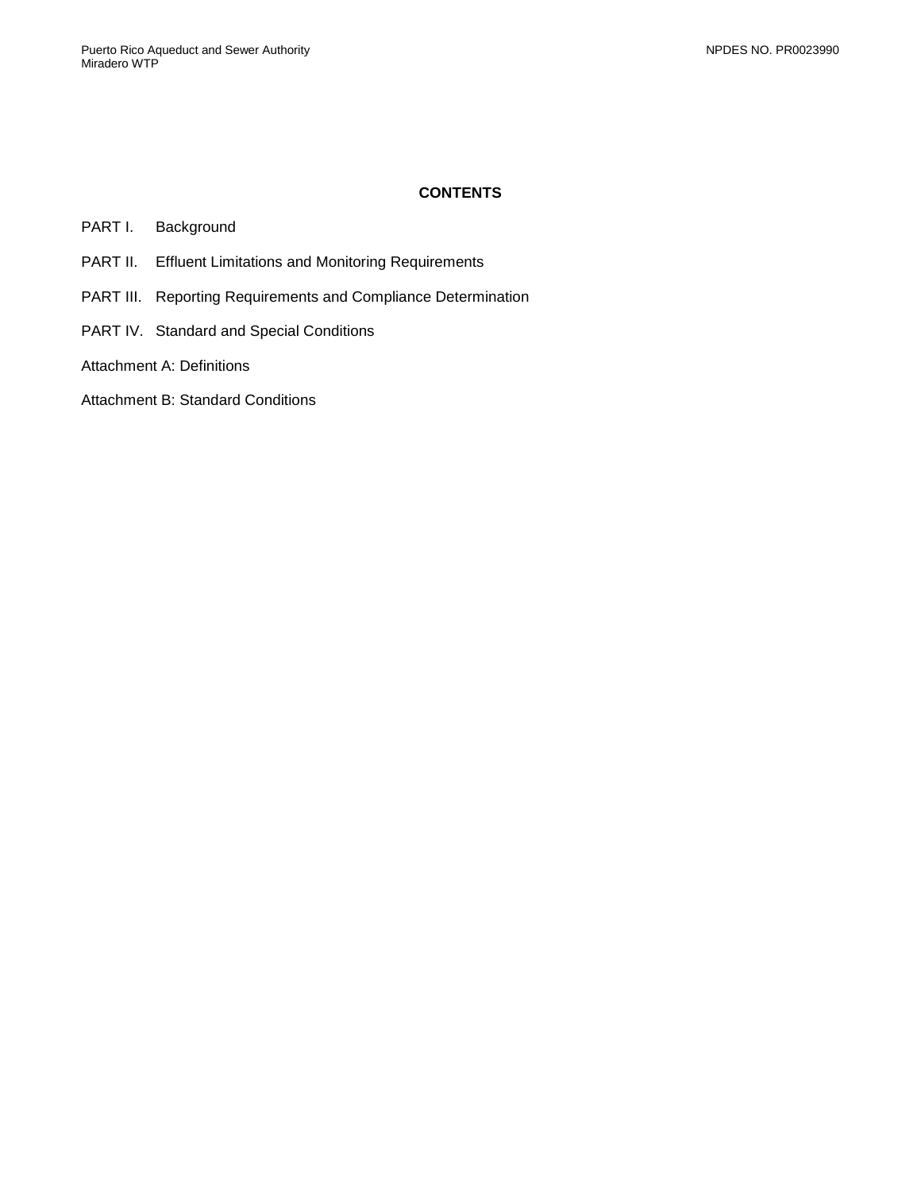**CONTENTS**

PART I. Background

PART II. Effluent Limitations and Monitoring Requirements

PART III. Reporting Requirements and Compliance Determination

PART IV. Standard and Special Conditions

Attachment A: Definitions

Attachment B: Standard Conditions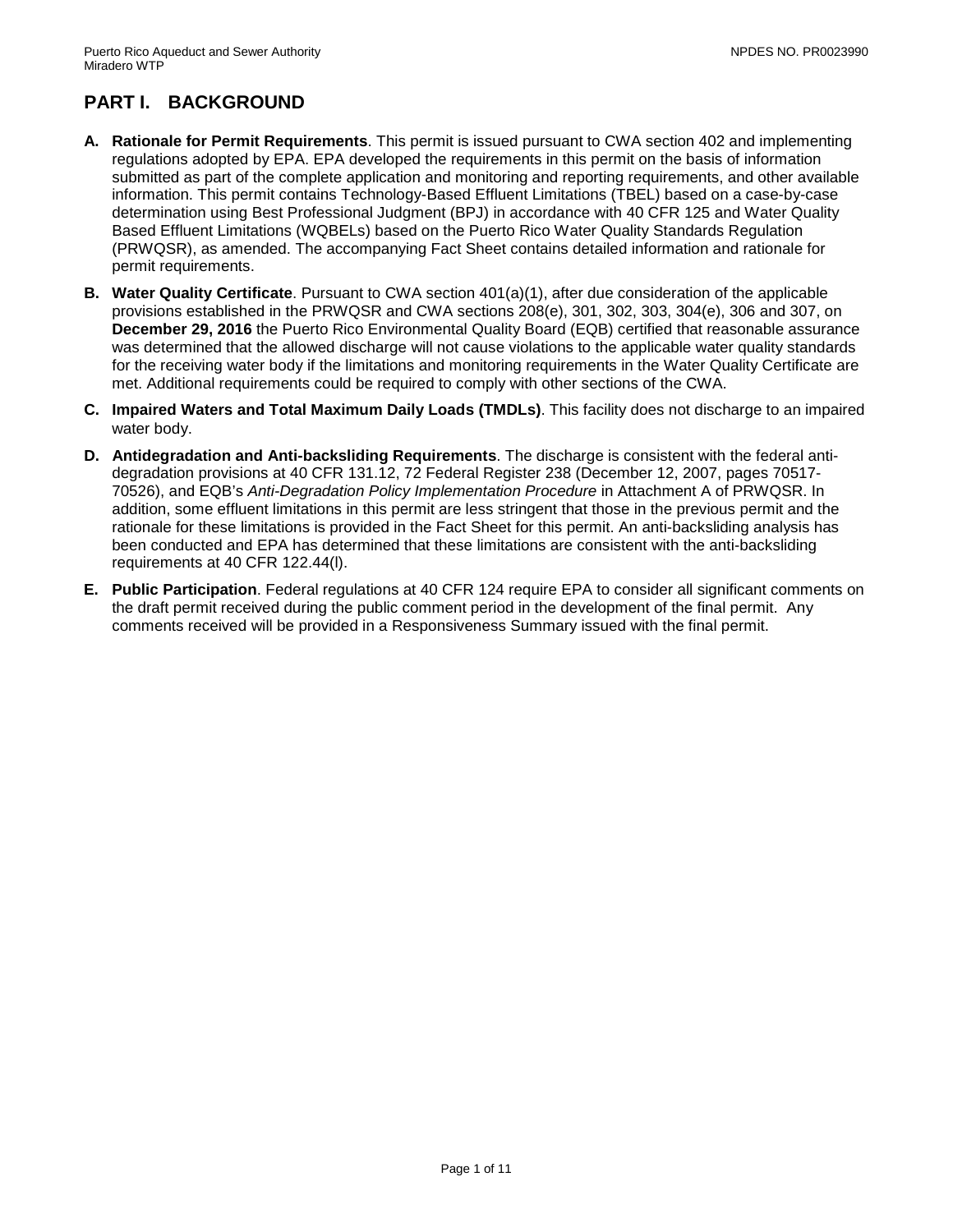## PART I. BACKGROUND

**A. Rationale for Permit Requirements**. This permit is issued pursuant to CWA section 402 and implementing regulations adopted by EPA. EPA developed the requirements in this permit on the basis of information submitted as part of the complete application and monitoring and reporting requirements, and other available information. This permit contains Technology-Based Effluent Limitations (TBEL) based on a case-by-case determination using Best Professional Judgment (BPJ) in accordance with 40 CFR 125 and Water Quality Based Effluent Limitations (WQBELs) based on the Puerto Rico Water Quality Standards Regulation (PRWQSR), as amended. The accompanying Fact Sheet contains detailed information and rationale for permit requirements.

**B. Water Quality Certificate**. Pursuant to CWA section 401(a)(1), after due consideration of the applicable provisions established in the PRWQSR and CWA sections 208(e), 301, 302, 303, 304(e), 306 and 307, on **December 29, 2016** the Puerto Rico Environmental Quality Board (EQB) certified that reasonable assurance was determined that the allowed discharge will not cause violations to the applicable water quality standards for the receiving water body if the limitations and monitoring requirements in the Water Quality Certificate are met. Additional requirements could be required to comply with other sections of the CWA.

**C. Impaired Waters and Total Maximum Daily Loads (TMDLs)**. This facility does not discharge to an impaired water body.

**D. Antidegradation and Anti-backsliding Requirements**. The discharge is consistent with the federal anti-degradation provisions at 40 CFR 131.12, 72 Federal Register 238 (December 12, 2007, pages 70517-70526), and EQB's *Anti-Degradation Policy Implementation Procedure* in Attachment A of PRWQSR. In addition, some effluent limitations in this permit are less stringent that those in the previous permit and the rationale for these limitations is provided in the Fact Sheet for this permit. An anti-backsliding analysis has been conducted and EPA has determined that these limitations are consistent with the anti-backsliding requirements at 40 CFR 122.44(l).

**E. Public Participation**. Federal regulations at 40 CFR 124 require EPA to consider all significant comments on the draft permit received during the public comment period in the development of the final permit. Any comments received will be provided in a Responsiveness Summary issued with the final permit.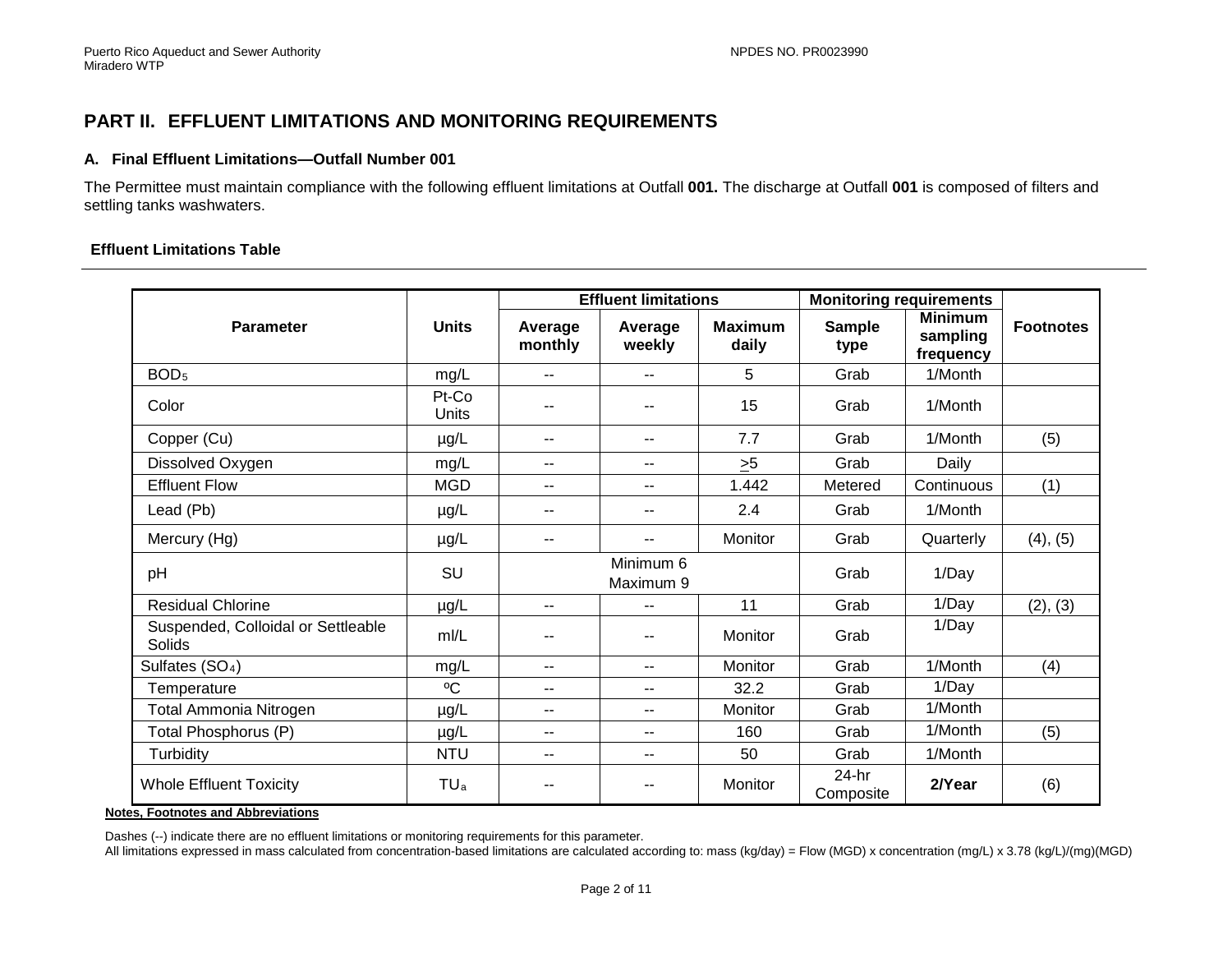# PART II. EFFLUENT LIMITATIONS AND MONITORING REQUIREMENTS

### A. Final Effluent Limitations—Outfall Number 001

The Permittee must maintain compliance with the following effluent limitations at Outfall **001.** The discharge at Outfall **001** is composed of filters and settling tanks washwaters.

**Effluent Limitations Table**

| Parameter | Units | Effluent limitations | | | Monitoring requirements | | Footnotes |
|---|---|---|---|---|---|---|---|
| | | Average monthly | Average weekly | Maximum daily | Sample type | Minimum sampling frequency | |
| $BOD_5$ | mg/L | -- | -- | 5 | Grab | 1/Month | |
| Color | Pt-Co Units | -- | -- | 15 | Grab | 1/Month | |
| Copper (Cu) | µg/L | -- | -- | 7.7 | Grab | 1/Month | (5) |
| Dissolved Oxygen | mg/L | -- | -- | $\geq$5 | Grab | Daily | |
| Effluent Flow | MGD | -- | -- | 1.442 | Metered | Continuous | (1) |
| Lead (Pb) | µg/L | -- | -- | 2.4 | Grab | 1/Month | |
| Mercury (Hg) | µg/L | -- | -- | Monitor | Grab | Quarterly | (4), (5) |
| pH | SU | Minimum 6 Maximum 9 | | | Grab | 1/Day | |
| Residual Chlorine | µg/L | -- | -- | 11 | Grab | 1/Day | (2), (3) |
| Suspended, Colloidal or Settleable Solids | ml/L | -- | -- | Monitor | Grab | 1/Day | |
| Sulfates ($SO_4$) | mg/L | -- | -- | Monitor | Grab | 1/Month | (4) |
| Temperature | ºC | -- | -- | 32.2 | Grab | 1/Day | |
| Total Ammonia Nitrogen | µg/L | -- | -- | Monitor | Grab | 1/Month | |
| Total Phosphorus (P) | µg/L | -- | -- | 160 | Grab | 1/Month | (5) |
| Turbidity | NTU | -- | -- | 50 | Grab | 1/Month | |
| Whole Effluent Toxicity | $TU_a$ | -- | -- | Monitor | 24-hr Composite | **2/Year** | (6) |

**Notes, Footnotes and Abbreviations**

Dashes (--) indicate there are no effluent limitations or monitoring requirements for this parameter.

All limitations expressed in mass calculated from concentration-based limitations are calculated according to: mass (kg/day) = Flow (MGD) x concentration (mg/L) x 3.78 (kg/L)/(mg)(MGD)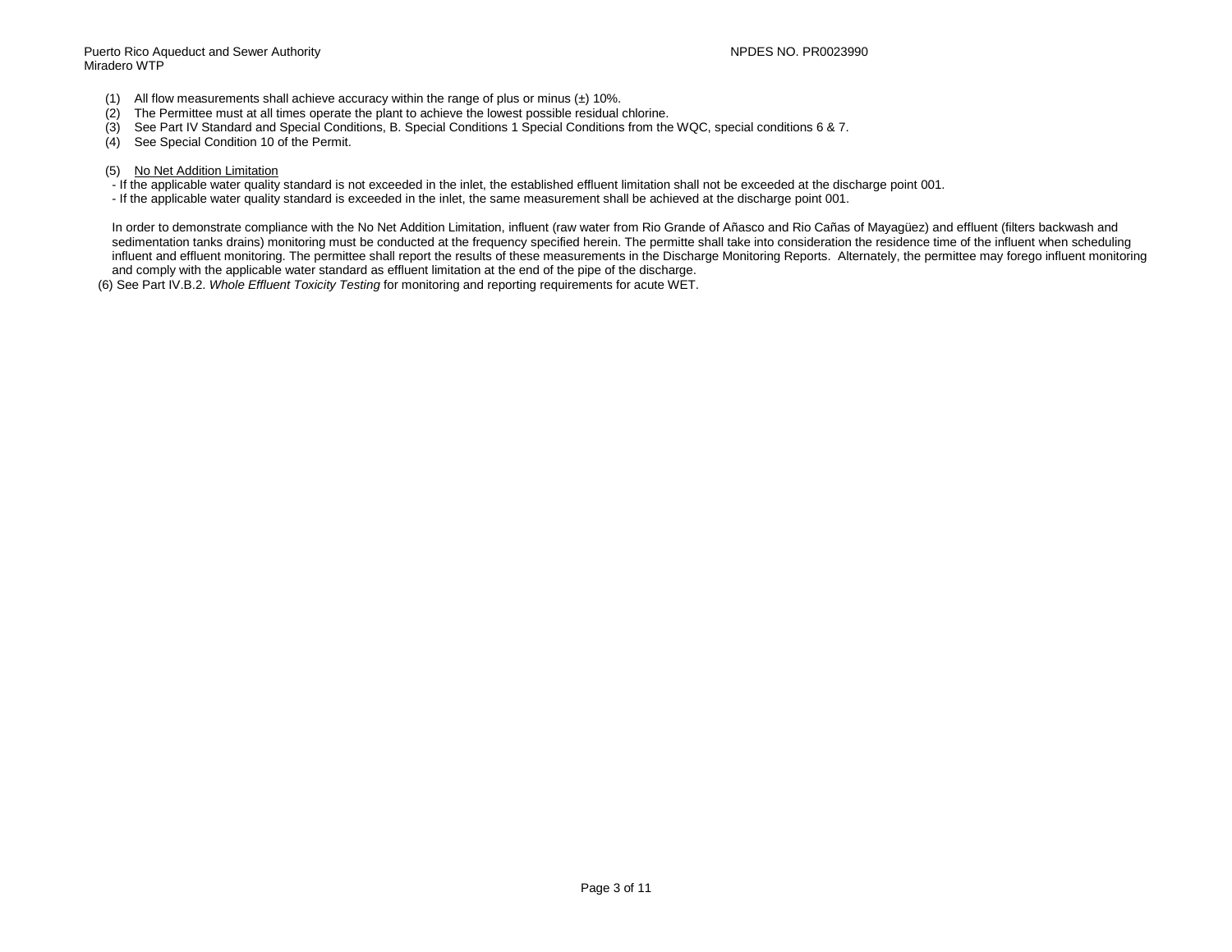(1) All flow measurements shall achieve accuracy within the range of plus or minus (±) 10%.
(2) The Permittee must at all times operate the plant to achieve the lowest possible residual chlorine.
(3) See Part IV Standard and Special Conditions, B. Special Conditions 1 Special Conditions from the WQC, special conditions 6 & 7.
(4) See Special Condition 10 of the Permit.

(5) <u>No Net Addition Limitation</u>

- If the applicable water quality standard is not exceeded in the inlet, the established effluent limitation shall not be exceeded at the discharge point 001.
- If the applicable water quality standard is exceeded in the inlet, the same measurement shall be achieved at the discharge point 001.

In order to demonstrate compliance with the No Net Addition Limitation, influent (raw water from Rio Grande of Añasco and Rio Cañas of Mayagüez) and effluent (filters backwash and sedimentation tanks drains) monitoring must be conducted at the frequency specified herein. The permitte shall take into consideration the residence time of the influent when scheduling influent and effluent monitoring. The permittee shall report the results of these measurements in the Discharge Monitoring Reports. Alternately, the permittee may forego influent monitoring and comply with the applicable water standard as effluent limitation at the end of the pipe of the discharge.

(6) See Part IV.B.2. *Whole Effluent Toxicity Testing* for monitoring and reporting requirements for acute WET.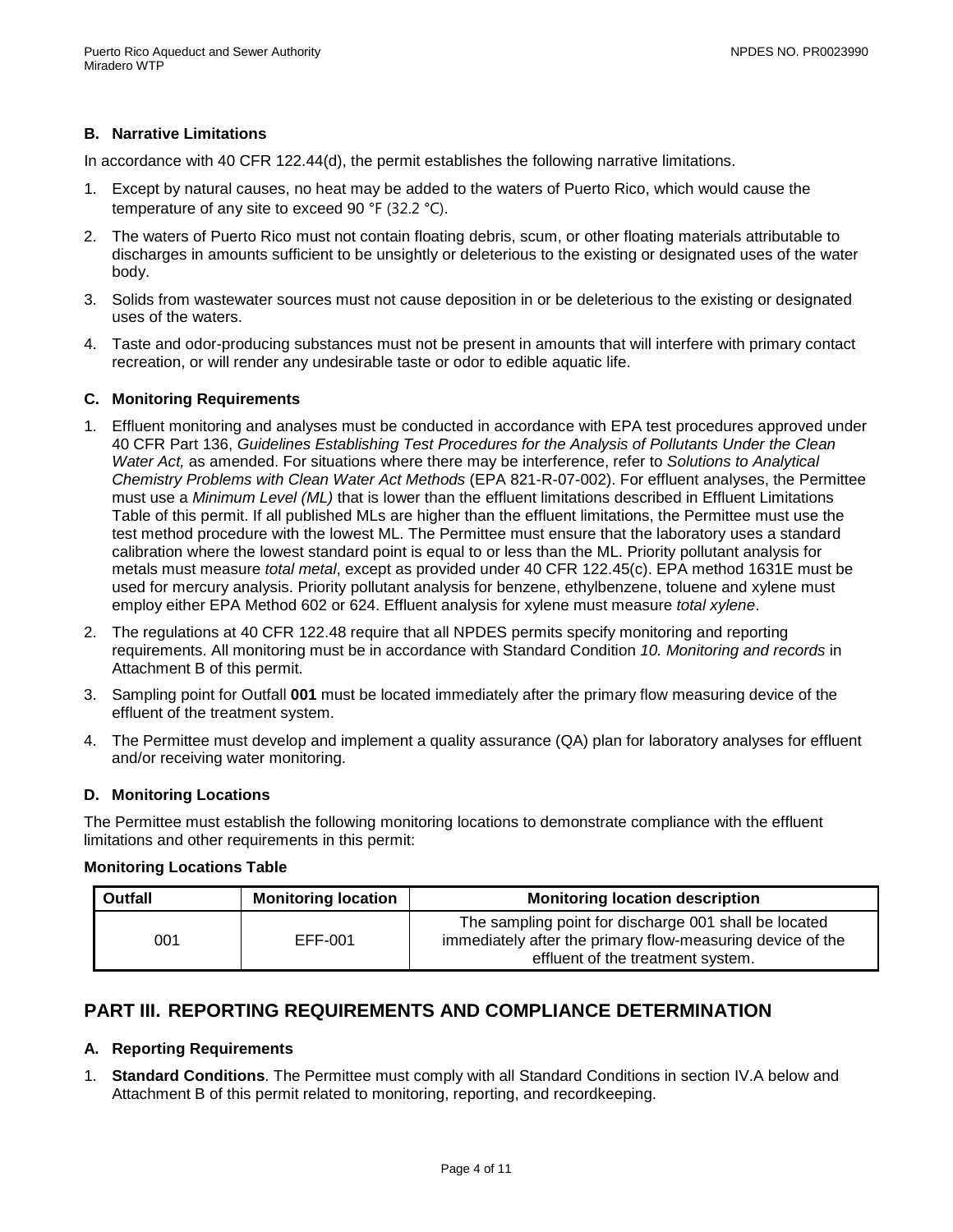### B. Narrative Limitations

In accordance with 40 CFR 122.44(d), the permit establishes the following narrative limitations.

1. Except by natural causes, no heat may be added to the waters of Puerto Rico, which would cause the temperature of any site to exceed 90 °F (32.2 °C).
2. The waters of Puerto Rico must not contain floating debris, scum, or other floating materials attributable to discharges in amounts sufficient to be unsightly or deleterious to the existing or designated uses of the water body.
3. Solids from wastewater sources must not cause deposition in or be deleterious to the existing or designated uses of the waters.
4. Taste and odor-producing substances must not be present in amounts that will interfere with primary contact recreation, or will render any undesirable taste or odor to edible aquatic life.

### C. Monitoring Requirements

1. Effluent monitoring and analyses must be conducted in accordance with EPA test procedures approved under 40 CFR Part 136, *Guidelines Establishing Test Procedures for the Analysis of Pollutants Under the Clean Water Act,* as amended. For situations where there may be interference, refer to *Solutions to Analytical Chemistry Problems with Clean Water Act Methods* (EPA 821-R-07-002). For effluent analyses, the Permittee must use a *Minimum Level (ML)* that is lower than the effluent limitations described in Effluent Limitations Table of this permit. If all published MLs are higher than the effluent limitations, the Permittee must use the test method procedure with the lowest ML. The Permittee must ensure that the laboratory uses a standard calibration where the lowest standard point is equal to or less than the ML. Priority pollutant analysis for metals must measure *total metal*, except as provided under 40 CFR 122.45(c). EPA method 1631E must be used for mercury analysis. Priority pollutant analysis for benzene, ethylbenzene, toluene and xylene must employ either EPA Method 602 or 624. Effluent analysis for xylene must measure *total xylene*.
2. The regulations at 40 CFR 122.48 require that all NPDES permits specify monitoring and reporting requirements. All monitoring must be in accordance with Standard Condition *10. Monitoring and records* in Attachment B of this permit.
3. Sampling point for Outfall **001** must be located immediately after the primary flow measuring device of the effluent of the treatment system.
4. The Permittee must develop and implement a quality assurance (QA) plan for laboratory analyses for effluent and/or receiving water monitoring.

### D. Monitoring Locations

The Permittee must establish the following monitoring locations to demonstrate compliance with the effluent limitations and other requirements in this permit:

**Monitoring Locations Table**

| Outfall | Monitoring location | Monitoring location description |
|---|---|---|
| 001 | EFF-001 | The sampling point for discharge 001 shall be located immediately after the primary flow-measuring device of the effluent of the treatment system. |

## PART III. REPORTING REQUIREMENTS AND COMPLIANCE DETERMINATION

### A. Reporting Requirements

1. **Standard Conditions**. The Permittee must comply with all Standard Conditions in section IV.A below and Attachment B of this permit related to monitoring, reporting, and recordkeeping.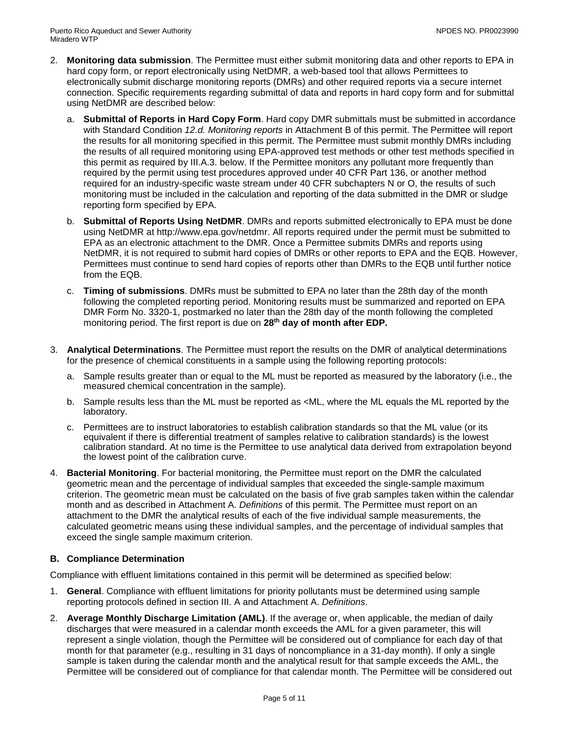2. **Monitoring data submission**. The Permittee must either submit monitoring data and other reports to EPA in hard copy form, or report electronically using NetDMR, a web-based tool that allows Permittees to electronically submit discharge monitoring reports (DMRs) and other required reports via a secure internet connection. Specific requirements regarding submittal of data and reports in hard copy form and for submittal using NetDMR are described below:

   a. **Submittal of Reports in Hard Copy Form**. Hard copy DMR submittals must be submitted in accordance with Standard Condition *12.d. Monitoring reports* in Attachment B of this permit. The Permittee will report the results for all monitoring specified in this permit. The Permittee must submit monthly DMRs including the results of all required monitoring using EPA-approved test methods or other test methods specified in this permit as required by III.A.3. below. If the Permittee monitors any pollutant more frequently than required by the permit using test procedures approved under 40 CFR Part 136, or another method required for an industry-specific waste stream under 40 CFR subchapters N or O, the results of such monitoring must be included in the calculation and reporting of the data submitted in the DMR or sludge reporting form specified by EPA.

   b. **Submittal of Reports Using NetDMR**. DMRs and reports submitted electronically to EPA must be done using NetDMR at http://www.epa.gov/netdmr. All reports required under the permit must be submitted to EPA as an electronic attachment to the DMR. Once a Permittee submits DMRs and reports using NetDMR, it is not required to submit hard copies of DMRs or other reports to EPA and the EQB. However, Permittees must continue to send hard copies of reports other than DMRs to the EQB until further notice from the EQB.

   c. **Timing of submissions**. DMRs must be submitted to EPA no later than the 28th day of the month following the completed reporting period. Monitoring results must be summarized and reported on EPA DMR Form No. 3320-1, postmarked no later than the 28th day of the month following the completed monitoring period. The first report is due on **28th day of month after EDP.**

3. **Analytical Determinations**. The Permittee must report the results on the DMR of analytical determinations for the presence of chemical constituents in a sample using the following reporting protocols:

   a. Sample results greater than or equal to the ML must be reported as measured by the laboratory (i.e., the measured chemical concentration in the sample).

   b. Sample results less than the ML must be reported as <ML, where the ML equals the ML reported by the laboratory.

   c. Permittees are to instruct laboratories to establish calibration standards so that the ML value (or its equivalent if there is differential treatment of samples relative to calibration standards) is the lowest calibration standard. At no time is the Permittee to use analytical data derived from extrapolation beyond the lowest point of the calibration curve.

4. **Bacterial Monitoring**. For bacterial monitoring, the Permittee must report on the DMR the calculated geometric mean and the percentage of individual samples that exceeded the single-sample maximum criterion. The geometric mean must be calculated on the basis of five grab samples taken within the calendar month and as described in Attachment A. *Definitions* of this permit. The Permittee must report on an attachment to the DMR the analytical results of each of the five individual sample measurements, the calculated geometric means using these individual samples, and the percentage of individual samples that exceed the single sample maximum criterion.

### B. Compliance Determination

Compliance with effluent limitations contained in this permit will be determined as specified below:

1. **General**. Compliance with effluent limitations for priority pollutants must be determined using sample reporting protocols defined in section III. A and Attachment A. *Definitions*.

2. **Average Monthly Discharge Limitation (AML)**. If the average or, when applicable, the median of daily discharges that were measured in a calendar month exceeds the AML for a given parameter, this will represent a single violation, though the Permittee will be considered out of compliance for each day of that month for that parameter (e.g., resulting in 31 days of noncompliance in a 31-day month). If only a single sample is taken during the calendar month and the analytical result for that sample exceeds the AML, the Permittee will be considered out of compliance for that calendar month. The Permittee will be considered out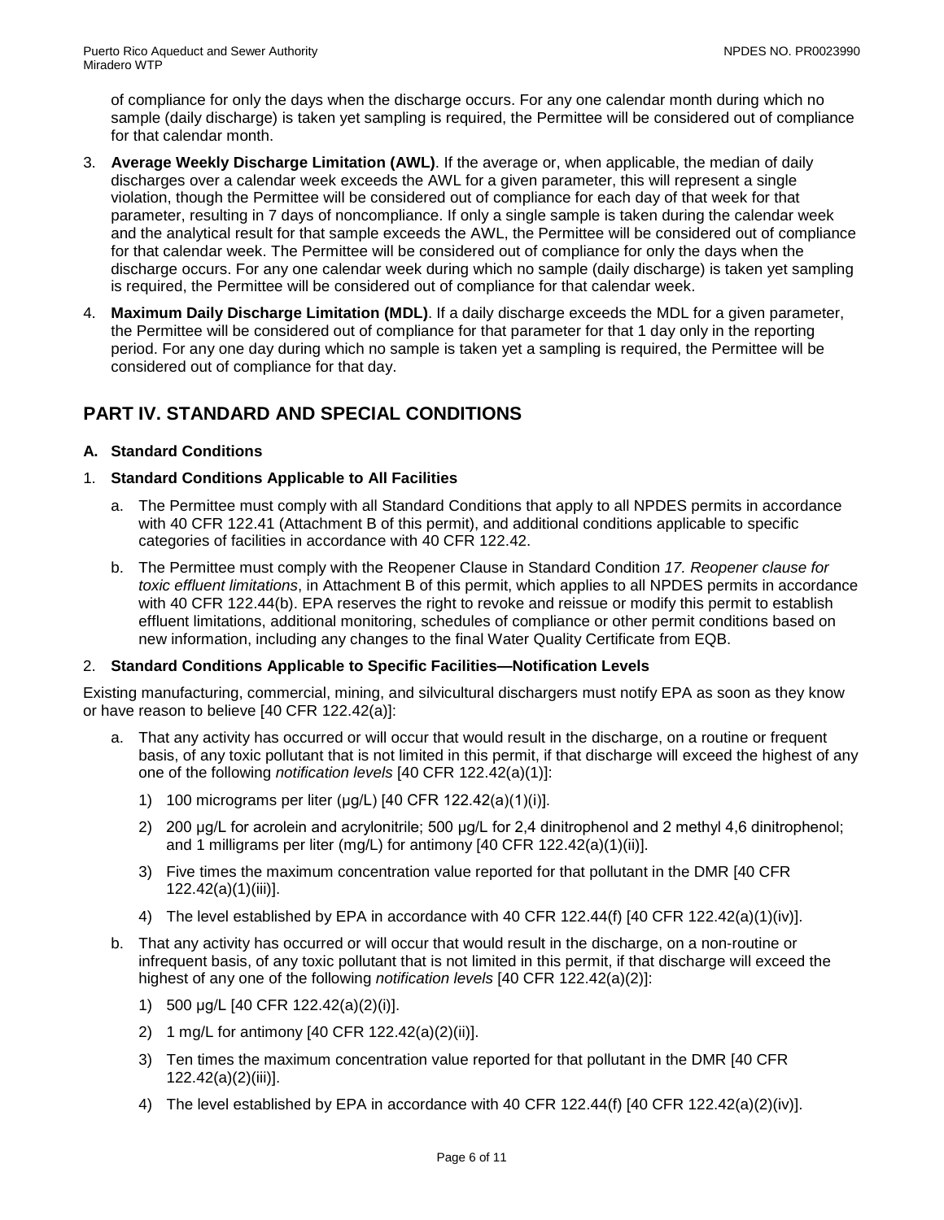of compliance for only the days when the discharge occurs. For any one calendar month during which no sample (daily discharge) is taken yet sampling is required, the Permittee will be considered out of compliance for that calendar month.

3. **Average Weekly Discharge Limitation (AWL)**. If the average or, when applicable, the median of daily discharges over a calendar week exceeds the AWL for a given parameter, this will represent a single violation, though the Permittee will be considered out of compliance for each day of that week for that parameter, resulting in 7 days of noncompliance. If only a single sample is taken during the calendar week and the analytical result for that sample exceeds the AWL, the Permittee will be considered out of compliance for that calendar week. The Permittee will be considered out of compliance for only the days when the discharge occurs. For any one calendar week during which no sample (daily discharge) is taken yet sampling is required, the Permittee will be considered out of compliance for that calendar week.
4. **Maximum Daily Discharge Limitation (MDL)**. If a daily discharge exceeds the MDL for a given parameter, the Permittee will be considered out of compliance for that parameter for that 1 day only in the reporting period. For any one day during which no sample is taken yet a sampling is required, the Permittee will be considered out of compliance for that day.

## PART IV. STANDARD AND SPECIAL CONDITIONS

### A. Standard Conditions

1. **Standard Conditions Applicable to All Facilities**
   a. The Permittee must comply with all Standard Conditions that apply to all NPDES permits in accordance with 40 CFR 122.41 (Attachment B of this permit), and additional conditions applicable to specific categories of facilities in accordance with 40 CFR 122.42.
   b. The Permittee must comply with the Reopener Clause in Standard Condition *17. Reopener clause for toxic effluent limitations*, in Attachment B of this permit, which applies to all NPDES permits in accordance with 40 CFR 122.44(b). EPA reserves the right to revoke and reissue or modify this permit to establish effluent limitations, additional monitoring, schedules of compliance or other permit conditions based on new information, including any changes to the final Water Quality Certificate from EQB.
2. **Standard Conditions Applicable to Specific Facilities—Notification Levels**

Existing manufacturing, commercial, mining, and silvicultural dischargers must notify EPA as soon as they know or have reason to believe [40 CFR 122.42(a)]:

   a. That any activity has occurred or will occur that would result in the discharge, on a routine or frequent basis, of any toxic pollutant that is not limited in this permit, if that discharge will exceed the highest of any one of the following *notification levels* [40 CFR 122.42(a)(1)]:
      1) 100 micrograms per liter (µg/L) [40 CFR 122.42(a)(1)(i)].
      2) 200 µg/L for acrolein and acrylonitrile; 500 µg/L for 2,4 dinitrophenol and 2 methyl 4,6 dinitrophenol; and 1 milligrams per liter (mg/L) for antimony [40 CFR 122.42(a)(1)(ii)].
      3) Five times the maximum concentration value reported for that pollutant in the DMR [40 CFR 122.42(a)(1)(iii)].
      4) The level established by EPA in accordance with 40 CFR 122.44(f) [40 CFR 122.42(a)(1)(iv)].
   b. That any activity has occurred or will occur that would result in the discharge, on a non-routine or infrequent basis, of any toxic pollutant that is not limited in this permit, if that discharge will exceed the highest of any one of the following *notification levels* [40 CFR 122.42(a)(2)]:
      1) 500 µg/L [40 CFR 122.42(a)(2)(i)].
      2) 1 mg/L for antimony [40 CFR 122.42(a)(2)(ii)].
      3) Ten times the maximum concentration value reported for that pollutant in the DMR [40 CFR 122.42(a)(2)(iii)].
      4) The level established by EPA in accordance with 40 CFR 122.44(f) [40 CFR 122.42(a)(2)(iv)].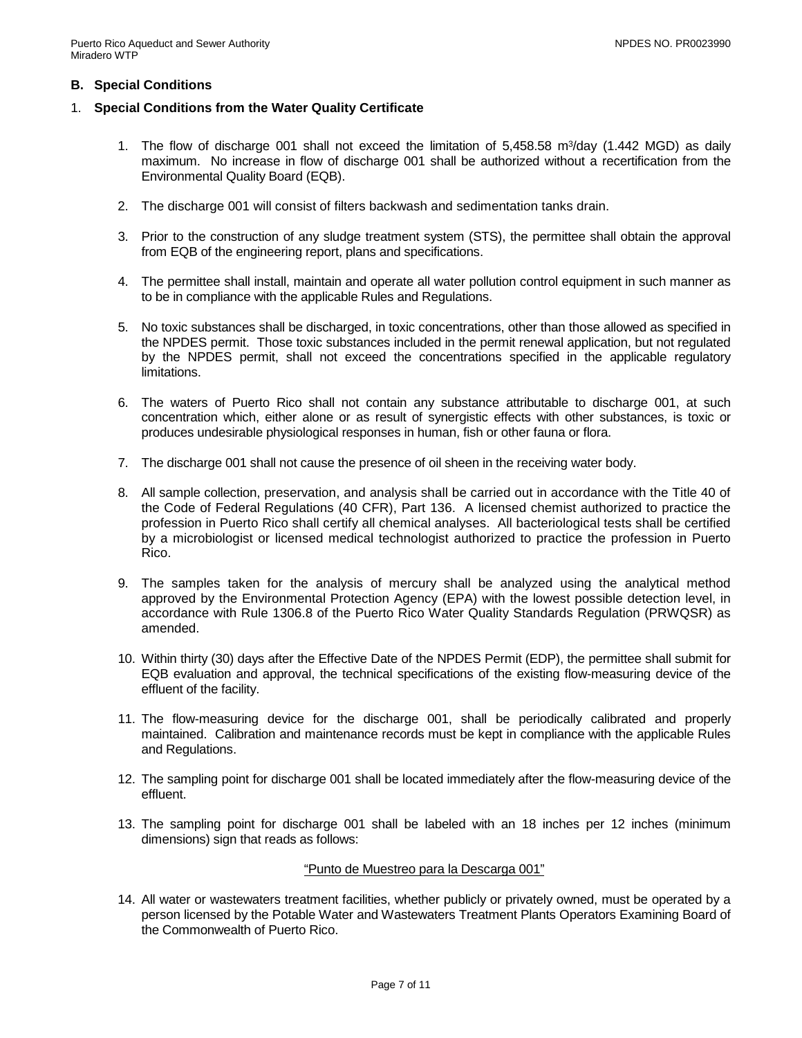## B. Special Conditions

### 1. Special Conditions from the Water Quality Certificate

1. The flow of discharge 001 shall not exceed the limitation of 5,458.58 $m^3$/day (1.442 MGD) as daily maximum. No increase in flow of discharge 001 shall be authorized without a recertification from the Environmental Quality Board (EQB).

2. The discharge 001 will consist of filters backwash and sedimentation tanks drain.

3. Prior to the construction of any sludge treatment system (STS), the permittee shall obtain the approval from EQB of the engineering report, plans and specifications.

4. The permittee shall install, maintain and operate all water pollution control equipment in such manner as to be in compliance with the applicable Rules and Regulations.

5. No toxic substances shall be discharged, in toxic concentrations, other than those allowed as specified in the NPDES permit. Those toxic substances included in the permit renewal application, but not regulated by the NPDES permit, shall not exceed the concentrations specified in the applicable regulatory limitations.

6. The waters of Puerto Rico shall not contain any substance attributable to discharge 001, at such concentration which, either alone or as result of synergistic effects with other substances, is toxic or produces undesirable physiological responses in human, fish or other fauna or flora.

7. The discharge 001 shall not cause the presence of oil sheen in the receiving water body.

8. All sample collection, preservation, and analysis shall be carried out in accordance with the Title 40 of the Code of Federal Regulations (40 CFR), Part 136. A licensed chemist authorized to practice the profession in Puerto Rico shall certify all chemical analyses. All bacteriological tests shall be certified by a microbiologist or licensed medical technologist authorized to practice the profession in Puerto Rico.

9. The samples taken for the analysis of mercury shall be analyzed using the analytical method approved by the Environmental Protection Agency (EPA) with the lowest possible detection level, in accordance with Rule 1306.8 of the Puerto Rico Water Quality Standards Regulation (PRWQSR) as amended.

10. Within thirty (30) days after the Effective Date of the NPDES Permit (EDP), the permittee shall submit for EQB evaluation and approval, the technical specifications of the existing flow-measuring device of the effluent of the facility.

11. The flow-measuring device for the discharge 001, shall be periodically calibrated and properly maintained. Calibration and maintenance records must be kept in compliance with the applicable Rules and Regulations.

12. The sampling point for discharge 001 shall be located immediately after the flow-measuring device of the effluent.

13. The sampling point for discharge 001 shall be labeled with an 18 inches per 12 inches (minimum dimensions) sign that reads as follows:

    <u>"Punto de Muestreo para la Descarga 001"</u>

14. All water or wastewaters treatment facilities, whether publicly or privately owned, must be operated by a person licensed by the Potable Water and Wastewaters Treatment Plants Operators Examining Board of the Commonwealth of Puerto Rico.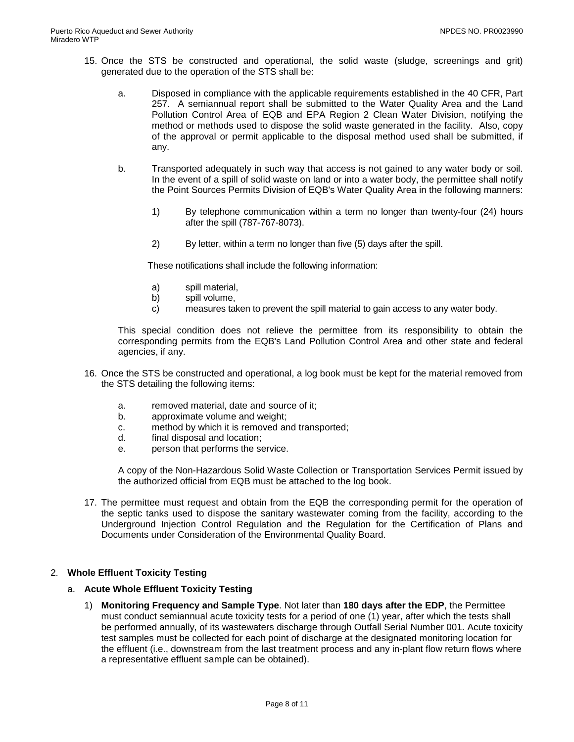15. Once the STS be constructed and operational, the solid waste (sludge, screenings and grit) generated due to the operation of the STS shall be:

    a. Disposed in compliance with the applicable requirements established in the 40 CFR, Part 257. A semiannual report shall be submitted to the Water Quality Area and the Land Pollution Control Area of EQB and EPA Region 2 Clean Water Division, notifying the method or methods used to dispose the solid waste generated in the facility. Also, copy of the approval or permit applicable to the disposal method used shall be submitted, if any.

    b. Transported adequately in such way that access is not gained to any water body or soil. In the event of a spill of solid waste on land or into a water body, the permittee shall notify the Point Sources Permits Division of EQB's Water Quality Area in the following manners:

        1) By telephone communication within a term no longer than twenty-four (24) hours after the spill (787-767-8073).

        2) By letter, within a term no longer than five (5) days after the spill.

       These notifications shall include the following information:

        a) spill material,
        b) spill volume,
        c) measures taken to prevent the spill material to gain access to any water body.

    This special condition does not relieve the permittee from its responsibility to obtain the corresponding permits from the EQB's Land Pollution Control Area and other state and federal agencies, if any.

16. Once the STS be constructed and operational, a log book must be kept for the material removed from the STS detailing the following items:

    a. removed material, date and source of it;
    b. approximate volume and weight;
    c. method by which it is removed and transported;
    d. final disposal and location;
    e. person that performs the service.

    A copy of the Non-Hazardous Solid Waste Collection or Transportation Services Permit issued by the authorized official from EQB must be attached to the log book.

17. The permittee must request and obtain from the EQB the corresponding permit for the operation of the septic tanks used to dispose the sanitary wastewater coming from the facility, according to the Underground Injection Control Regulation and the Regulation for the Certification of Plans and Documents under Consideration of the Environmental Quality Board.

2. **Whole Effluent Toxicity Testing**

   a. **Acute Whole Effluent Toxicity Testing**

      1) **Monitoring Frequency and Sample Type**. Not later than **180 days after the EDP**, the Permittee must conduct semiannual acute toxicity tests for a period of one (1) year, after which the tests shall be performed annually, of its wastewaters discharge through Outfall Serial Number 001. Acute toxicity test samples must be collected for each point of discharge at the designated monitoring location for the effluent (i.e., downstream from the last treatment process and any in-plant flow return flows where a representative effluent sample can be obtained).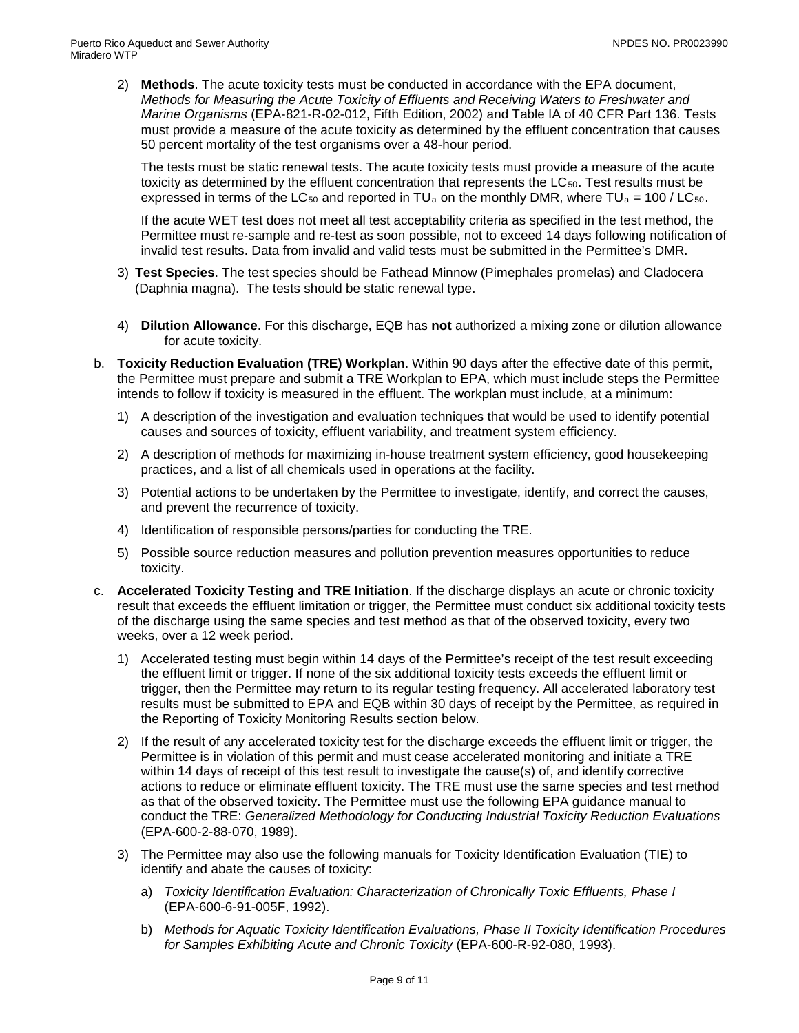2) **Methods**. The acute toxicity tests must be conducted in accordance with the EPA document, *Methods for Measuring the Acute Toxicity of Effluents and Receiving Waters to Freshwater and Marine Organisms* (EPA-821-R-02-012, Fifth Edition, 2002) and Table IA of 40 CFR Part 136. Tests must provide a measure of the acute toxicity as determined by the effluent concentration that causes 50 percent mortality of the test organisms over a 48-hour period.

   The tests must be static renewal tests. The acute toxicity tests must provide a measure of the acute toxicity as determined by the effluent concentration that represents the $LC_{50}$. Test results must be expressed in terms of the $LC_{50}$ and reported in $TU_a$ on the monthly DMR, where $TU_a = 100 / LC_{50}$.

   If the acute WET test does not meet all test acceptability criteria as specified in the test method, the Permittee must re-sample and re-test as soon possible, not to exceed 14 days following notification of invalid test results. Data from invalid and valid tests must be submitted in the Permittee's DMR.

3) **Test Species**. The test species should be Fathead Minnow (Pimephales promelas) and Cladocera (Daphnia magna). The tests should be static renewal type.

4) **Dilution Allowance**. For this discharge, EQB has **not** authorized a mixing zone or dilution allowance for acute toxicity.

b. **Toxicity Reduction Evaluation (TRE) Workplan**. Within 90 days after the effective date of this permit, the Permittee must prepare and submit a TRE Workplan to EPA, which must include steps the Permittee intends to follow if toxicity is measured in the effluent. The workplan must include, at a minimum:

   1) A description of the investigation and evaluation techniques that would be used to identify potential causes and sources of toxicity, effluent variability, and treatment system efficiency.

   2) A description of methods for maximizing in-house treatment system efficiency, good housekeeping practices, and a list of all chemicals used in operations at the facility.

   3) Potential actions to be undertaken by the Permittee to investigate, identify, and correct the causes, and prevent the recurrence of toxicity.

   4) Identification of responsible persons/parties for conducting the TRE.

   5) Possible source reduction measures and pollution prevention measures opportunities to reduce toxicity.

c. **Accelerated Toxicity Testing and TRE Initiation**. If the discharge displays an acute or chronic toxicity result that exceeds the effluent limitation or trigger, the Permittee must conduct six additional toxicity tests of the discharge using the same species and test method as that of the observed toxicity, every two weeks, over a 12 week period.

   1) Accelerated testing must begin within 14 days of the Permittee's receipt of the test result exceeding the effluent limit or trigger. If none of the six additional toxicity tests exceeds the effluent limit or trigger, then the Permittee may return to its regular testing frequency. All accelerated laboratory test results must be submitted to EPA and EQB within 30 days of receipt by the Permittee, as required in the Reporting of Toxicity Monitoring Results section below.

   2) If the result of any accelerated toxicity test for the discharge exceeds the effluent limit or trigger, the Permittee is in violation of this permit and must cease accelerated monitoring and initiate a TRE within 14 days of receipt of this test result to investigate the cause(s) of, and identify corrective actions to reduce or eliminate effluent toxicity. The TRE must use the same species and test method as that of the observed toxicity. The Permittee must use the following EPA guidance manual to conduct the TRE: *Generalized Methodology for Conducting Industrial Toxicity Reduction Evaluations* (EPA-600-2-88-070, 1989).

   3) The Permittee may also use the following manuals for Toxicity Identification Evaluation (TIE) to identify and abate the causes of toxicity:

      a) *Toxicity Identification Evaluation: Characterization of Chronically Toxic Effluents, Phase I* (EPA-600-6-91-005F, 1992).

      b) *Methods for Aquatic Toxicity Identification Evaluations, Phase II Toxicity Identification Procedures for Samples Exhibiting Acute and Chronic Toxicity* (EPA-600-R-92-080, 1993).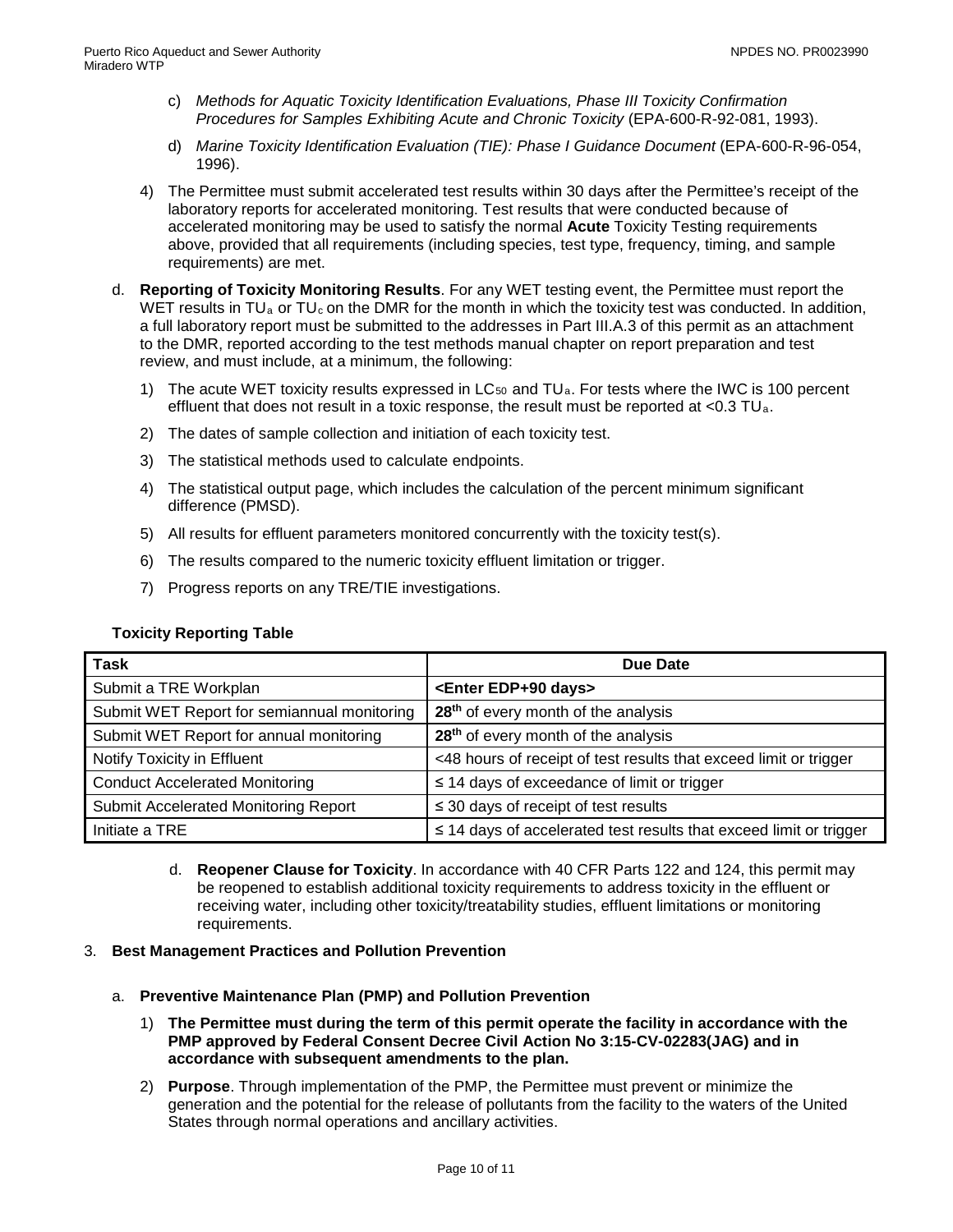c) *Methods for Aquatic Toxicity Identification Evaluations, Phase III Toxicity Confirmation Procedures for Samples Exhibiting Acute and Chronic Toxicity* (EPA-600-R-92-081, 1993).

d) *Marine Toxicity Identification Evaluation (TIE): Phase I Guidance Document* (EPA-600-R-96-054, 1996).

4) The Permittee must submit accelerated test results within 30 days after the Permittee's receipt of the laboratory reports for accelerated monitoring. Test results that were conducted because of accelerated monitoring may be used to satisfy the normal **Acute** Toxicity Testing requirements above, provided that all requirements (including species, test type, frequency, timing, and sample requirements) are met.

d. **Reporting of Toxicity Monitoring Results**. For any WET testing event, the Permittee must report the WET results in $TU_a$ or $TU_c$ on the DMR for the month in which the toxicity test was conducted. In addition, a full laboratory report must be submitted to the addresses in Part III.A.3 of this permit as an attachment to the DMR, reported according to the test methods manual chapter on report preparation and test review, and must include, at a minimum, the following:

1) The acute WET toxicity results expressed in $LC_{50}$ and $TU_a$. For tests where the IWC is 100 percent effluent that does not result in a toxic response, the result must be reported at <0.3 $TU_a$.

2) The dates of sample collection and initiation of each toxicity test.

3) The statistical methods used to calculate endpoints.

4) The statistical output page, which includes the calculation of the percent minimum significant difference (PMSD).

5) All results for effluent parameters monitored concurrently with the toxicity test(s).

6) The results compared to the numeric toxicity effluent limitation or trigger.

7) Progress reports on any TRE/TIE investigations.

**Toxicity Reporting Table**

| Task | Due Date |
|---|---|
| Submit a TRE Workplan | **<Enter EDP+90 days>** |
| Submit WET Report for semiannual monitoring | **28th** of every month of the analysis |
| Submit WET Report for annual monitoring | **28th** of every month of the analysis |
| Notify Toxicity in Effluent | <48 hours of receipt of test results that exceed limit or trigger |
| Conduct Accelerated Monitoring | ≤ 14 days of exceedance of limit or trigger |
| Submit Accelerated Monitoring Report | ≤ 30 days of receipt of test results |
| Initiate a TRE | ≤ 14 days of accelerated test results that exceed limit or trigger |

d. **Reopener Clause for Toxicity**. In accordance with 40 CFR Parts 122 and 124, this permit may be reopened to establish additional toxicity requirements to address toxicity in the effluent or receiving water, including other toxicity/treatability studies, effluent limitations or monitoring requirements.

3. **Best Management Practices and Pollution Prevention**

a. **Preventive Maintenance Plan (PMP) and Pollution Prevention**

1) **The Permittee must during the term of this permit operate the facility in accordance with the PMP approved by Federal Consent Decree Civil Action No 3:15-CV-02283(JAG) and in accordance with subsequent amendments to the plan.**

2) **Purpose**. Through implementation of the PMP, the Permittee must prevent or minimize the generation and the potential for the release of pollutants from the facility to the waters of the United States through normal operations and ancillary activities.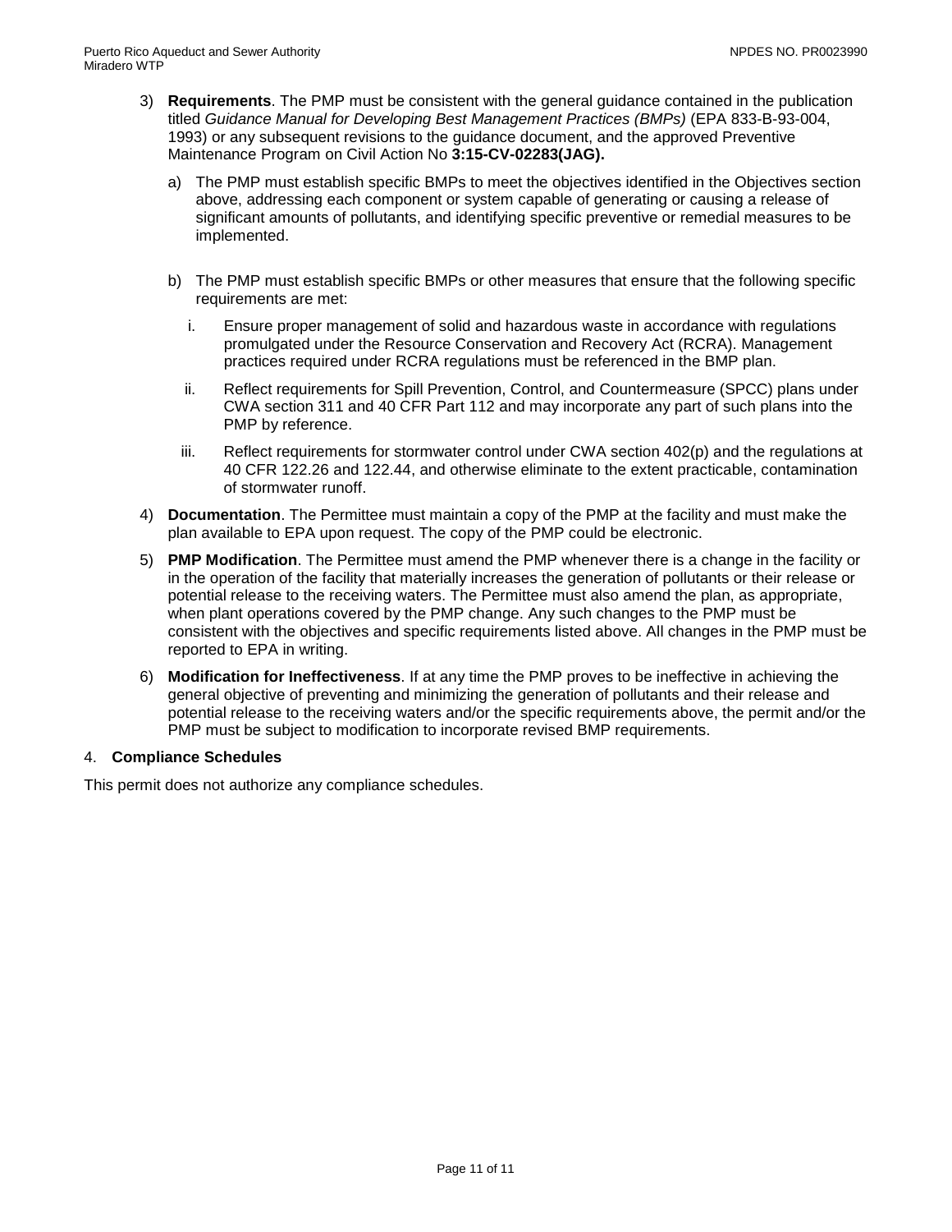3) **Requirements**. The PMP must be consistent with the general guidance contained in the publication titled *Guidance Manual for Developing Best Management Practices (BMPs)* (EPA 833-B-93-004, 1993) or any subsequent revisions to the guidance document, and the approved Preventive Maintenance Program on Civil Action No **3:15-CV-02283(JAG).**

   a) The PMP must establish specific BMPs to meet the objectives identified in the Objectives section above, addressing each component or system capable of generating or causing a release of significant amounts of pollutants, and identifying specific preventive or remedial measures to be implemented.

   b) The PMP must establish specific BMPs or other measures that ensure that the following specific requirements are met:

      i. Ensure proper management of solid and hazardous waste in accordance with regulations promulgated under the Resource Conservation and Recovery Act (RCRA). Management practices required under RCRA regulations must be referenced in the BMP plan.

      ii. Reflect requirements for Spill Prevention, Control, and Countermeasure (SPCC) plans under CWA section 311 and 40 CFR Part 112 and may incorporate any part of such plans into the PMP by reference.

      iii. Reflect requirements for stormwater control under CWA section 402(p) and the regulations at 40 CFR 122.26 and 122.44, and otherwise eliminate to the extent practicable, contamination of stormwater runoff.

4) **Documentation**. The Permittee must maintain a copy of the PMP at the facility and must make the plan available to EPA upon request. The copy of the PMP could be electronic.

5) **PMP Modification**. The Permittee must amend the PMP whenever there is a change in the facility or in the operation of the facility that materially increases the generation of pollutants or their release or potential release to the receiving waters. The Permittee must also amend the plan, as appropriate, when plant operations covered by the PMP change. Any such changes to the PMP must be consistent with the objectives and specific requirements listed above. All changes in the PMP must be reported to EPA in writing.

6) **Modification for Ineffectiveness**. If at any time the PMP proves to be ineffective in achieving the general objective of preventing and minimizing the generation of pollutants and their release and potential release to the receiving waters and/or the specific requirements above, the permit and/or the PMP must be subject to modification to incorporate revised BMP requirements.

## 4. Compliance Schedules

This permit does not authorize any compliance schedules.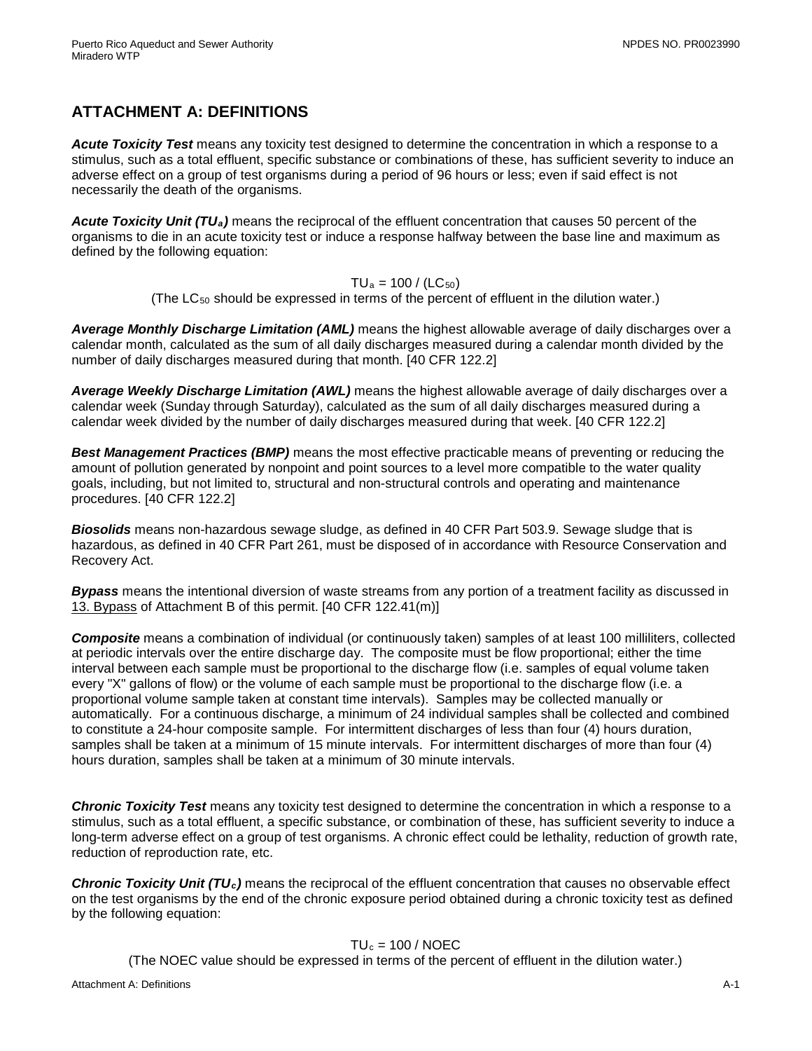## ATTACHMENT A: DEFINITIONS

***Acute Toxicity Test*** means any toxicity test designed to determine the concentration in which a response to a stimulus, such as a total effluent, specific substance or combinations of these, has sufficient severity to induce an adverse effect on a group of test organisms during a period of 96 hours or less; even if said effect is not necessarily the death of the organisms.

***Acute Toxicity Unit ($TU_a$)*** means the reciprocal of the effluent concentration that causes 50 percent of the organisms to die in an acute toxicity test or induce a response halfway between the base line and maximum as defined by the following equation:

$$TU_a = 100 / (LC_{50})$$

(The $LC_{50}$ should be expressed in terms of the percent of effluent in the dilution water.)

***Average Monthly Discharge Limitation (AML)*** means the highest allowable average of daily discharges over a calendar month, calculated as the sum of all daily discharges measured during a calendar month divided by the number of daily discharges measured during that month. [40 CFR 122.2]

***Average Weekly Discharge Limitation (AWL)*** means the highest allowable average of daily discharges over a calendar week (Sunday through Saturday), calculated as the sum of all daily discharges measured during a calendar week divided by the number of daily discharges measured during that week. [40 CFR 122.2]

***Best Management Practices (BMP)*** means the most effective practicable means of preventing or reducing the amount of pollution generated by nonpoint and point sources to a level more compatible to the water quality goals, including, but not limited to, structural and non-structural controls and operating and maintenance procedures. [40 CFR 122.2]

***Biosolids*** means non-hazardous sewage sludge, as defined in 40 CFR Part 503.9. Sewage sludge that is hazardous, as defined in 40 CFR Part 261, must be disposed of in accordance with Resource Conservation and Recovery Act.

***Bypass*** means the intentional diversion of waste streams from any portion of a treatment facility as discussed in 13. Bypass of Attachment B of this permit. [40 CFR 122.41(m)]

***Composite*** means a combination of individual (or continuously taken) samples of at least 100 milliliters, collected at periodic intervals over the entire discharge day. The composite must be flow proportional; either the time interval between each sample must be proportional to the discharge flow (i.e. samples of equal volume taken every "X" gallons of flow) or the volume of each sample must be proportional to the discharge flow (i.e. a proportional volume sample taken at constant time intervals). Samples may be collected manually or automatically. For a continuous discharge, a minimum of 24 individual samples shall be collected and combined to constitute a 24-hour composite sample. For intermittent discharges of less than four (4) hours duration, samples shall be taken at a minimum of 15 minute intervals. For intermittent discharges of more than four (4) hours duration, samples shall be taken at a minimum of 30 minute intervals.

***Chronic Toxicity Test*** means any toxicity test designed to determine the concentration in which a response to a stimulus, such as a total effluent, a specific substance, or combination of these, has sufficient severity to induce a long-term adverse effect on a group of test organisms. A chronic effect could be lethality, reduction of growth rate, reduction of reproduction rate, etc.

***Chronic Toxicity Unit ($TU_c$)*** means the reciprocal of the effluent concentration that causes no observable effect on the test organisms by the end of the chronic exposure period obtained during a chronic toxicity test as defined by the following equation:

$$TU_c = 100 / NOEC$$

(The NOEC value should be expressed in terms of the percent of effluent in the dilution water.)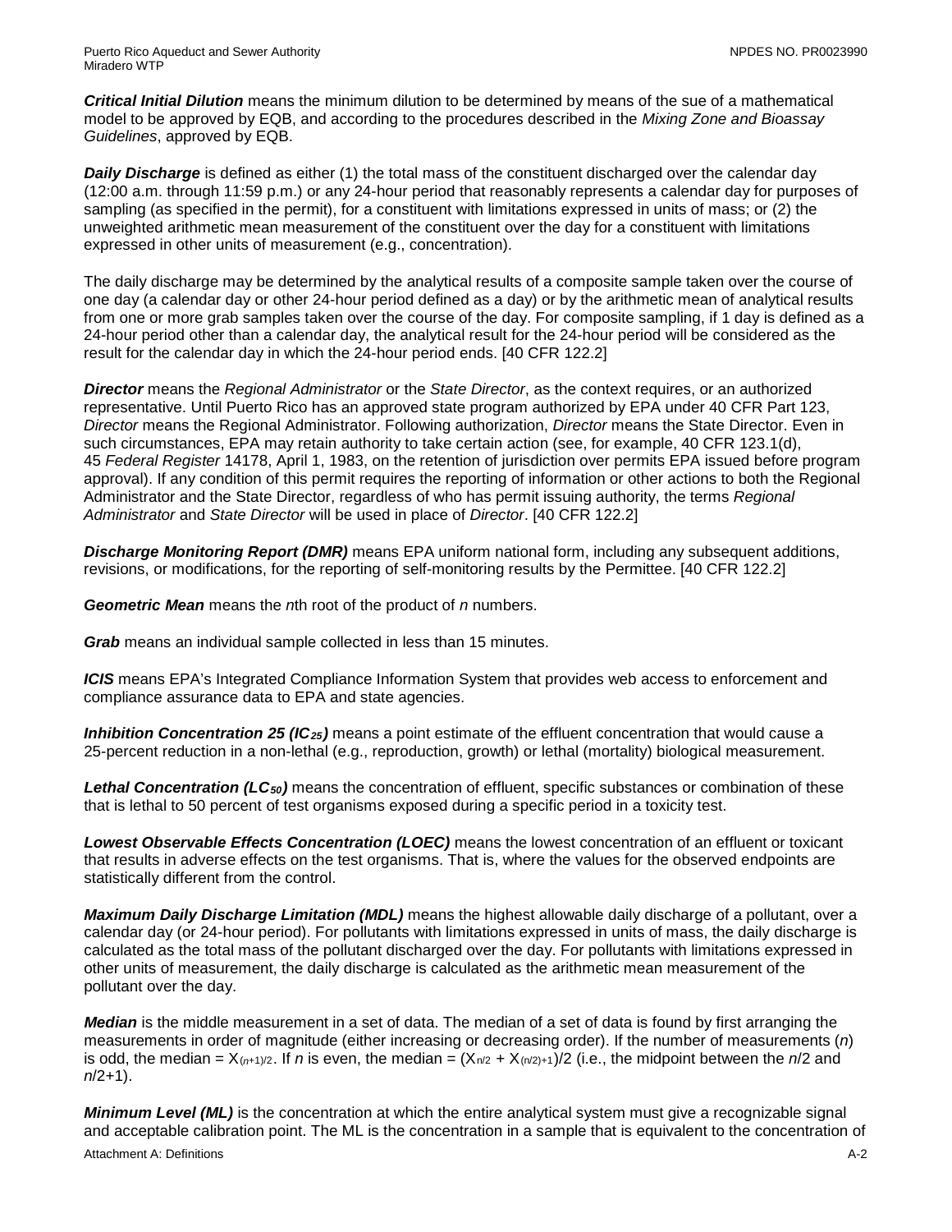***Critical Initial Dilution*** means the minimum dilution to be determined by means of the sue of a mathematical model to be approved by EQB, and according to the procedures described in the *Mixing Zone and Bioassay Guidelines*, approved by EQB.

***Daily Discharge*** is defined as either (1) the total mass of the constituent discharged over the calendar day (12:00 a.m. through 11:59 p.m.) or any 24-hour period that reasonably represents a calendar day for purposes of sampling (as specified in the permit), for a constituent with limitations expressed in units of mass; or (2) the unweighted arithmetic mean measurement of the constituent over the day for a constituent with limitations expressed in other units of measurement (e.g., concentration).

The daily discharge may be determined by the analytical results of a composite sample taken over the course of one day (a calendar day or other 24-hour period defined as a day) or by the arithmetic mean of analytical results from one or more grab samples taken over the course of the day. For composite sampling, if 1 day is defined as a 24-hour period other than a calendar day, the analytical result for the 24-hour period will be considered as the result for the calendar day in which the 24-hour period ends. [40 CFR 122.2]

***Director*** means the *Regional Administrator* or the *State Director*, as the context requires, or an authorized representative. Until Puerto Rico has an approved state program authorized by EPA under 40 CFR Part 123, *Director* means the Regional Administrator. Following authorization, *Director* means the State Director. Even in such circumstances, EPA may retain authority to take certain action (see, for example, 40 CFR 123.1(d), 45 *Federal Register* 14178, April 1, 1983, on the retention of jurisdiction over permits EPA issued before program approval). If any condition of this permit requires the reporting of information or other actions to both the Regional Administrator and the State Director, regardless of who has permit issuing authority, the terms *Regional Administrator* and *State Director* will be used in place of *Director*. [40 CFR 122.2]

***Discharge Monitoring Report (DMR)*** means EPA uniform national form, including any subsequent additions, revisions, or modifications, for the reporting of self-monitoring results by the Permittee. [40 CFR 122.2]

***Geometric Mean*** means the *n*th root of the product of *n* numbers.

***Grab*** means an individual sample collected in less than 15 minutes.

***ICIS*** means EPA's Integrated Compliance Information System that provides web access to enforcement and compliance assurance data to EPA and state agencies.

***Inhibition Concentration 25 ($IC_{25}$)*** means a point estimate of the effluent concentration that would cause a 25-percent reduction in a non-lethal (e.g., reproduction, growth) or lethal (mortality) biological measurement.

***Lethal Concentration ($LC_{50}$)*** means the concentration of effluent, specific substances or combination of these that is lethal to 50 percent of test organisms exposed during a specific period in a toxicity test.

***Lowest Observable Effects Concentration (LOEC)*** means the lowest concentration of an effluent or toxicant that results in adverse effects on the test organisms. That is, where the values for the observed endpoints are statistically different from the control.

***Maximum Daily Discharge Limitation (MDL)*** means the highest allowable daily discharge of a pollutant, over a calendar day (or 24-hour period). For pollutants with limitations expressed in units of mass, the daily discharge is calculated as the total mass of the pollutant discharged over the day. For pollutants with limitations expressed in other units of measurement, the daily discharge is calculated as the arithmetic mean measurement of the pollutant over the day.

***Median*** is the middle measurement in a set of data. The median of a set of data is found by first arranging the measurements in order of magnitude (either increasing or decreasing order). If the number of measurements (*n*) is odd, the median = $X_{(n+1)/2}$. If *n* is even, the median = $(X_{n/2} + X_{(n/2)+1})/2$ (i.e., the midpoint between the *n*/2 and *n*/2+1).

***Minimum Level (ML)*** is the concentration at which the entire analytical system must give a recognizable signal and acceptable calibration point. The ML is the concentration in a sample that is equivalent to the concentration of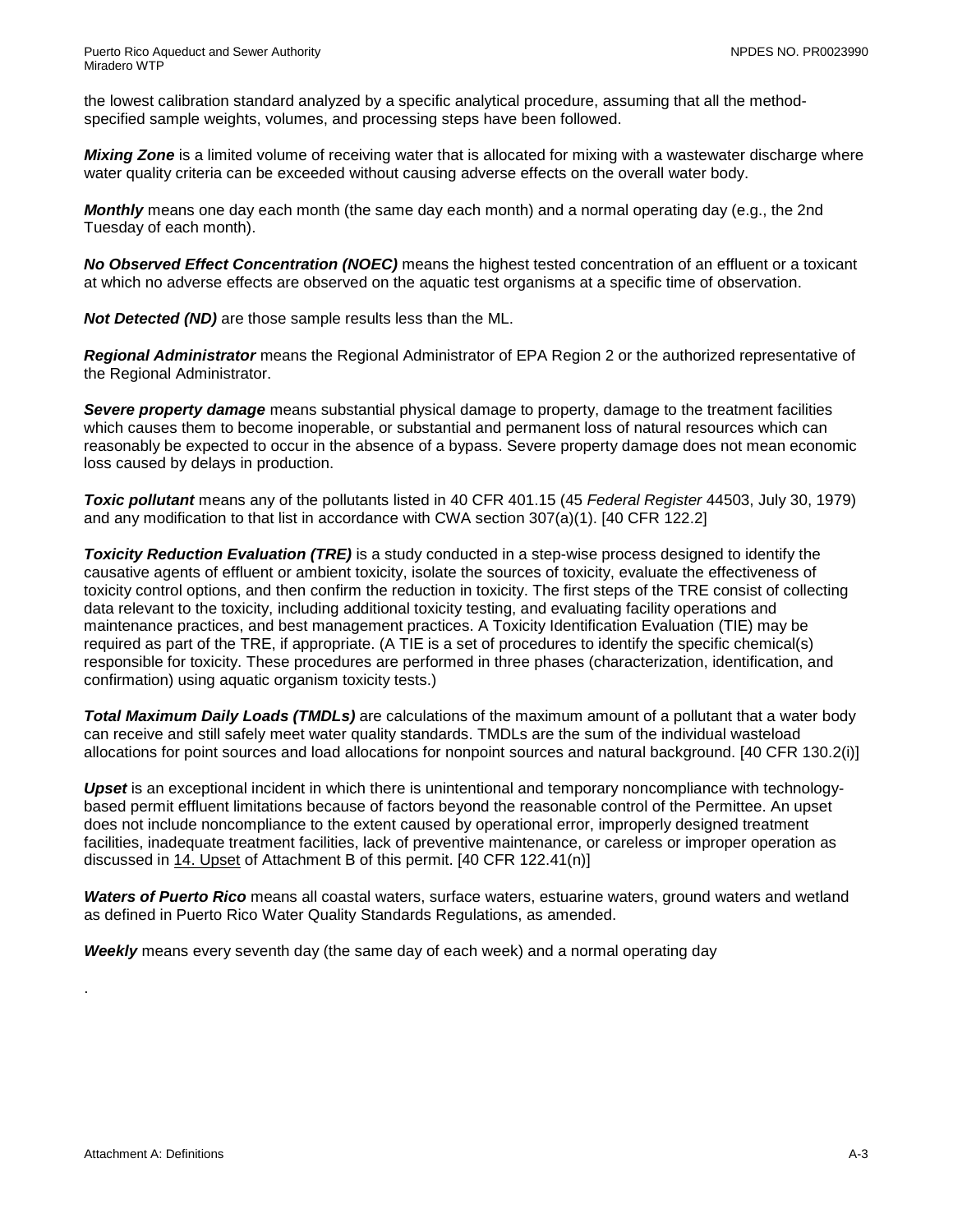the lowest calibration standard analyzed by a specific analytical procedure, assuming that all the method-specified sample weights, volumes, and processing steps have been followed.

***Mixing Zone*** is a limited volume of receiving water that is allocated for mixing with a wastewater discharge where water quality criteria can be exceeded without causing adverse effects on the overall water body.

***Monthly*** means one day each month (the same day each month) and a normal operating day (e.g., the 2nd Tuesday of each month).

***No Observed Effect Concentration (NOEC)*** means the highest tested concentration of an effluent or a toxicant at which no adverse effects are observed on the aquatic test organisms at a specific time of observation.

***Not Detected (ND)*** are those sample results less than the ML.

***Regional Administrator*** means the Regional Administrator of EPA Region 2 or the authorized representative of the Regional Administrator.

***Severe property damage*** means substantial physical damage to property, damage to the treatment facilities which causes them to become inoperable, or substantial and permanent loss of natural resources which can reasonably be expected to occur in the absence of a bypass. Severe property damage does not mean economic loss caused by delays in production.

***Toxic pollutant*** means any of the pollutants listed in 40 CFR 401.15 (45 *Federal Register* 44503, July 30, 1979) and any modification to that list in accordance with CWA section 307(a)(1). [40 CFR 122.2]

***Toxicity Reduction Evaluation (TRE)*** is a study conducted in a step-wise process designed to identify the causative agents of effluent or ambient toxicity, isolate the sources of toxicity, evaluate the effectiveness of toxicity control options, and then confirm the reduction in toxicity. The first steps of the TRE consist of collecting data relevant to the toxicity, including additional toxicity testing, and evaluating facility operations and maintenance practices, and best management practices. A Toxicity Identification Evaluation (TIE) may be required as part of the TRE, if appropriate. (A TIE is a set of procedures to identify the specific chemical(s) responsible for toxicity. These procedures are performed in three phases (characterization, identification, and confirmation) using aquatic organism toxicity tests.)

***Total Maximum Daily Loads (TMDLs)*** are calculations of the maximum amount of a pollutant that a water body can receive and still safely meet water quality standards. TMDLs are the sum of the individual wasteload allocations for point sources and load allocations for nonpoint sources and natural background. [40 CFR 130.2(i)]

***Upset*** is an exceptional incident in which there is unintentional and temporary noncompliance with technology-based permit effluent limitations because of factors beyond the reasonable control of the Permittee. An upset does not include noncompliance to the extent caused by operational error, improperly designed treatment facilities, inadequate treatment facilities, lack of preventive maintenance, or careless or improper operation as discussed in 14. Upset of Attachment B of this permit. [40 CFR 122.41(n)]

***Waters of Puerto Rico*** means all coastal waters, surface waters, estuarine waters, ground waters and wetland as defined in Puerto Rico Water Quality Standards Regulations, as amended.

***Weekly*** means every seventh day (the same day of each week) and a normal operating day

.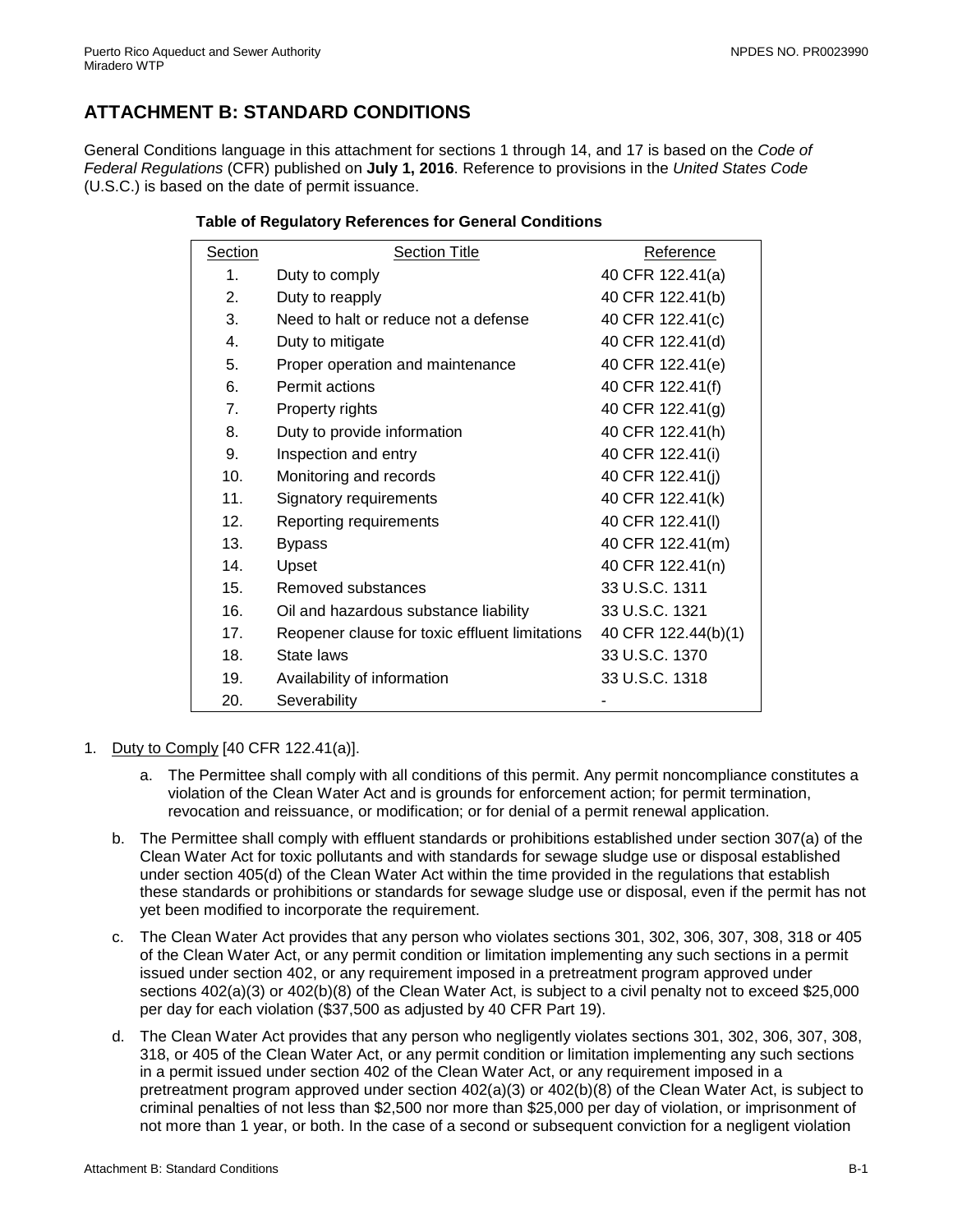# ATTACHMENT B: STANDARD CONDITIONS

General Conditions language in this attachment for sections 1 through 14, and 17 is based on the *Code of Federal Regulations* (CFR) published on **July 1, 2016**. Reference to provisions in the *United States Code* (U.S.C.) is based on the date of permit issuance.

**Table of Regulatory References for General Conditions**

| Section | Section Title | Reference |
|---|---|---|
| 1. | Duty to comply | 40 CFR 122.41(a) |
| 2. | Duty to reapply | 40 CFR 122.41(b) |
| 3. | Need to halt or reduce not a defense | 40 CFR 122.41(c) |
| 4. | Duty to mitigate | 40 CFR 122.41(d) |
| 5. | Proper operation and maintenance | 40 CFR 122.41(e) |
| 6. | Permit actions | 40 CFR 122.41(f) |
| 7. | Property rights | 40 CFR 122.41(g) |
| 8. | Duty to provide information | 40 CFR 122.41(h) |
| 9. | Inspection and entry | 40 CFR 122.41(i) |
| 10. | Monitoring and records | 40 CFR 122.41(j) |
| 11. | Signatory requirements | 40 CFR 122.41(k) |
| 12. | Reporting requirements | 40 CFR 122.41(l) |
| 13. | Bypass | 40 CFR 122.41(m) |
| 14. | Upset | 40 CFR 122.41(n) |
| 15. | Removed substances | 33 U.S.C. 1311 |
| 16. | Oil and hazardous substance liability | 33 U.S.C. 1321 |
| 17. | Reopener clause for toxic effluent limitations | 40 CFR 122.44(b)(1) |
| 18. | State laws | 33 U.S.C. 1370 |
| 19. | Availability of information | 33 U.S.C. 1318 |
| 20. | Severability | - |

1. Duty to Comply [40 CFR 122.41(a)].

   a. The Permittee shall comply with all conditions of this permit. Any permit noncompliance constitutes a violation of the Clean Water Act and is grounds for enforcement action; for permit termination, revocation and reissuance, or modification; or for denial of a permit renewal application.

   b. The Permittee shall comply with effluent standards or prohibitions established under section 307(a) of the Clean Water Act for toxic pollutants and with standards for sewage sludge use or disposal established under section 405(d) of the Clean Water Act within the time provided in the regulations that establish these standards or prohibitions or standards for sewage sludge use or disposal, even if the permit has not yet been modified to incorporate the requirement.

   c. The Clean Water Act provides that any person who violates sections 301, 302, 306, 307, 308, 318 or 405 of the Clean Water Act, or any permit condition or limitation implementing any such sections in a permit issued under section 402, or any requirement imposed in a pretreatment program approved under sections 402(a)(3) or 402(b)(8) of the Clean Water Act, is subject to a civil penalty not to exceed $25,000 per day for each violation ($37,500 as adjusted by 40 CFR Part 19).

   d. The Clean Water Act provides that any person who negligently violates sections 301, 302, 306, 307, 308, 318, or 405 of the Clean Water Act, or any permit condition or limitation implementing any such sections in a permit issued under section 402 of the Clean Water Act, or any requirement imposed in a pretreatment program approved under section 402(a)(3) or 402(b)(8) of the Clean Water Act, is subject to criminal penalties of not less than $2,500 nor more than $25,000 per day of violation, or imprisonment of not more than 1 year, or both. In the case of a second or subsequent conviction for a negligent violation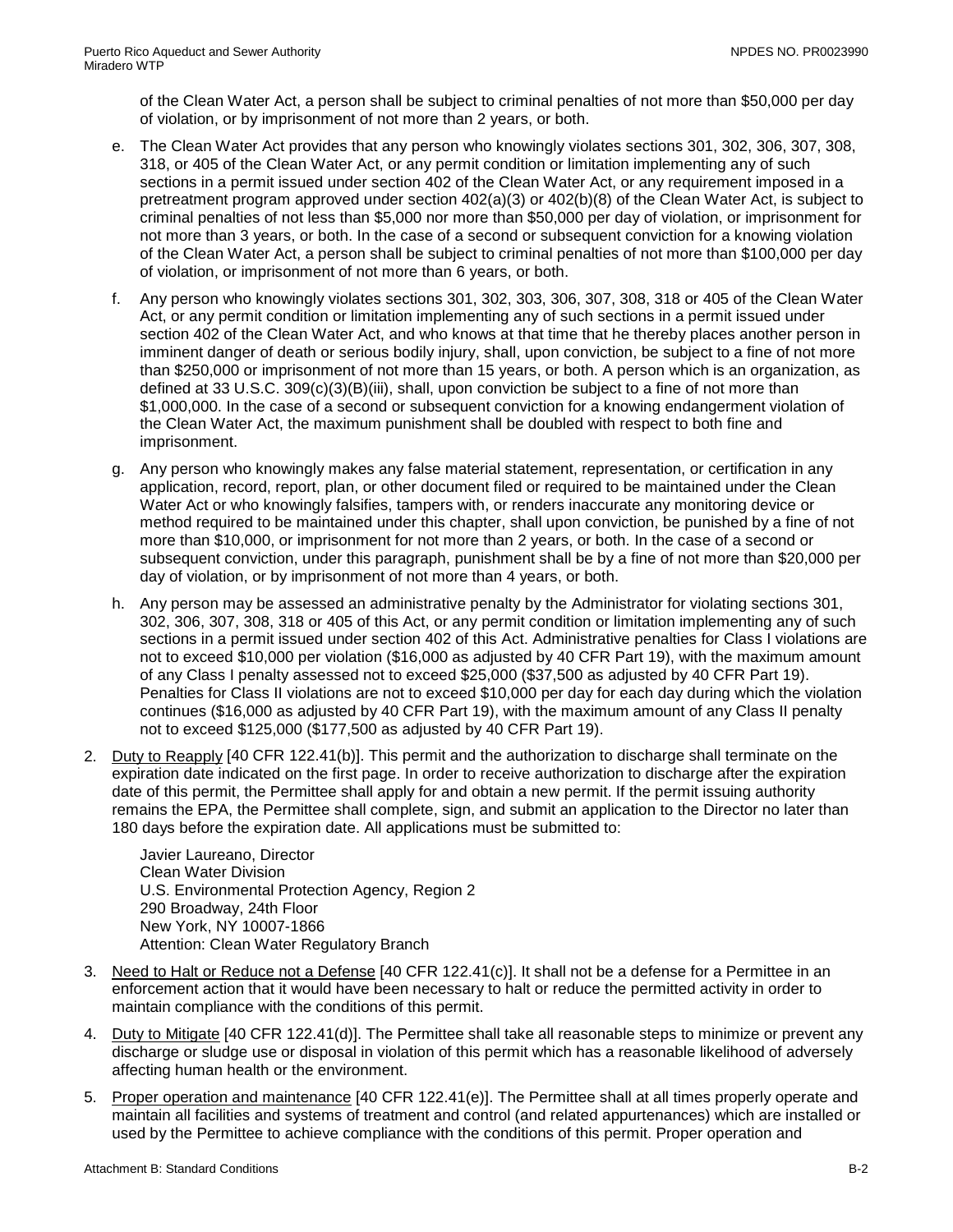of the Clean Water Act, a person shall be subject to criminal penalties of not more than $50,000 per day of violation, or by imprisonment of not more than 2 years, or both.

e. The Clean Water Act provides that any person who knowingly violates sections 301, 302, 306, 307, 308, 318, or 405 of the Clean Water Act, or any permit condition or limitation implementing any of such sections in a permit issued under section 402 of the Clean Water Act, or any requirement imposed in a pretreatment program approved under section 402(a)(3) or 402(b)(8) of the Clean Water Act, is subject to criminal penalties of not less than $5,000 nor more than $50,000 per day of violation, or imprisonment for not more than 3 years, or both. In the case of a second or subsequent conviction for a knowing violation of the Clean Water Act, a person shall be subject to criminal penalties of not more than $100,000 per day of violation, or imprisonment of not more than 6 years, or both.

f. Any person who knowingly violates sections 301, 302, 303, 306, 307, 308, 318 or 405 of the Clean Water Act, or any permit condition or limitation implementing any of such sections in a permit issued under section 402 of the Clean Water Act, and who knows at that time that he thereby places another person in imminent danger of death or serious bodily injury, shall, upon conviction, be subject to a fine of not more than $250,000 or imprisonment of not more than 15 years, or both. A person which is an organization, as defined at 33 U.S.C. 309(c)(3)(B)(iii), shall, upon conviction be subject to a fine of not more than $1,000,000. In the case of a second or subsequent conviction for a knowing endangerment violation of the Clean Water Act, the maximum punishment shall be doubled with respect to both fine and imprisonment.

g. Any person who knowingly makes any false material statement, representation, or certification in any application, record, report, plan, or other document filed or required to be maintained under the Clean Water Act or who knowingly falsifies, tampers with, or renders inaccurate any monitoring device or method required to be maintained under this chapter, shall upon conviction, be punished by a fine of not more than $10,000, or imprisonment for not more than 2 years, or both. In the case of a second or subsequent conviction, under this paragraph, punishment shall be by a fine of not more than $20,000 per day of violation, or by imprisonment of not more than 4 years, or both.

h. Any person may be assessed an administrative penalty by the Administrator for violating sections 301, 302, 306, 307, 308, 318 or 405 of this Act, or any permit condition or limitation implementing any of such sections in a permit issued under section 402 of this Act. Administrative penalties for Class I violations are not to exceed $10,000 per violation ($16,000 as adjusted by 40 CFR Part 19), with the maximum amount of any Class I penalty assessed not to exceed $25,000 ($37,500 as adjusted by 40 CFR Part 19). Penalties for Class II violations are not to exceed $10,000 per day for each day during which the violation continues ($16,000 as adjusted by 40 CFR Part 19), with the maximum amount of any Class II penalty not to exceed $125,000 ($177,500 as adjusted by 40 CFR Part 19).

2. Duty to Reapply [40 CFR 122.41(b)]. This permit and the authorization to discharge shall terminate on the expiration date indicated on the first page. In order to receive authorization to discharge after the expiration date of this permit, the Permittee shall apply for and obtain a new permit. If the permit issuing authority remains the EPA, the Permittee shall complete, sign, and submit an application to the Director no later than 180 days before the expiration date. All applications must be submitted to:

   Javier Laureano, Director
   Clean Water Division
   U.S. Environmental Protection Agency, Region 2
   290 Broadway, 24th Floor
   New York, NY 10007-1866
   Attention: Clean Water Regulatory Branch

3. Need to Halt or Reduce not a Defense [40 CFR 122.41(c)]. It shall not be a defense for a Permittee in an enforcement action that it would have been necessary to halt or reduce the permitted activity in order to maintain compliance with the conditions of this permit.

4. Duty to Mitigate [40 CFR 122.41(d)]. The Permittee shall take all reasonable steps to minimize or prevent any discharge or sludge use or disposal in violation of this permit which has a reasonable likelihood of adversely affecting human health or the environment.

5. Proper operation and maintenance [40 CFR 122.41(e)]. The Permittee shall at all times properly operate and maintain all facilities and systems of treatment and control (and related appurtenances) which are installed or used by the Permittee to achieve compliance with the conditions of this permit. Proper operation and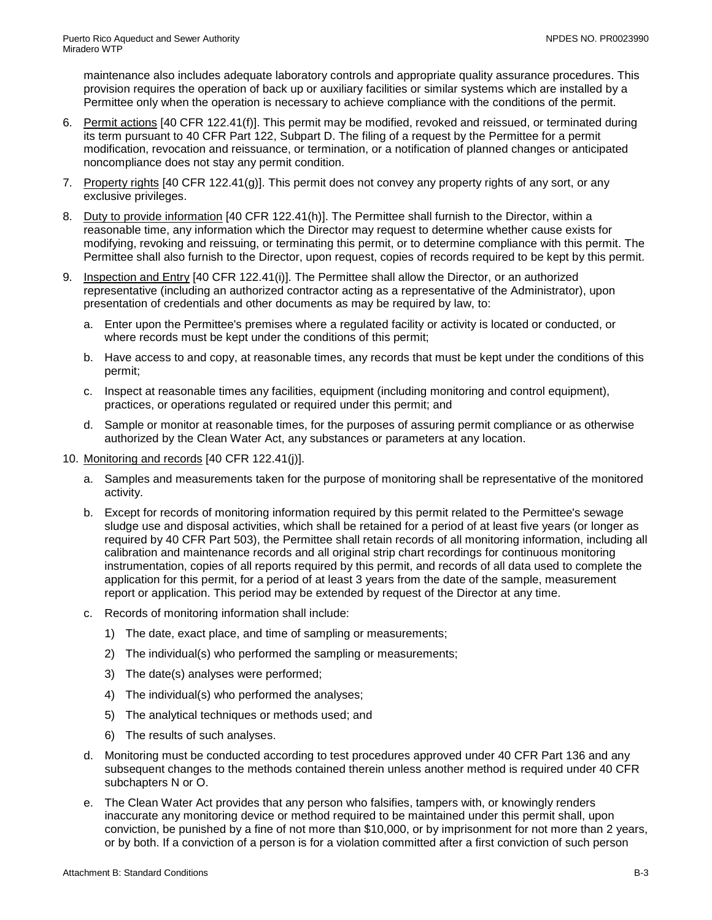maintenance also includes adequate laboratory controls and appropriate quality assurance procedures. This provision requires the operation of back up or auxiliary facilities or similar systems which are installed by a Permittee only when the operation is necessary to achieve compliance with the conditions of the permit.

6. Permit actions [40 CFR 122.41(f)]. This permit may be modified, revoked and reissued, or terminated during its term pursuant to 40 CFR Part 122, Subpart D. The filing of a request by the Permittee for a permit modification, revocation and reissuance, or termination, or a notification of planned changes or anticipated noncompliance does not stay any permit condition.

7. Property rights [40 CFR 122.41(g)]. This permit does not convey any property rights of any sort, or any exclusive privileges.

8. Duty to provide information [40 CFR 122.41(h)]. The Permittee shall furnish to the Director, within a reasonable time, any information which the Director may request to determine whether cause exists for modifying, revoking and reissuing, or terminating this permit, or to determine compliance with this permit. The Permittee shall also furnish to the Director, upon request, copies of records required to be kept by this permit.

9. Inspection and Entry [40 CFR 122.41(i)]. The Permittee shall allow the Director, or an authorized representative (including an authorized contractor acting as a representative of the Administrator), upon presentation of credentials and other documents as may be required by law, to:

   a. Enter upon the Permittee's premises where a regulated facility or activity is located or conducted, or where records must be kept under the conditions of this permit;

   b. Have access to and copy, at reasonable times, any records that must be kept under the conditions of this permit;

   c. Inspect at reasonable times any facilities, equipment (including monitoring and control equipment), practices, or operations regulated or required under this permit; and

   d. Sample or monitor at reasonable times, for the purposes of assuring permit compliance or as otherwise authorized by the Clean Water Act, any substances or parameters at any location.

10. Monitoring and records [40 CFR 122.41(j)].

    a. Samples and measurements taken for the purpose of monitoring shall be representative of the monitored activity.

    b. Except for records of monitoring information required by this permit related to the Permittee's sewage sludge use and disposal activities, which shall be retained for a period of at least five years (or longer as required by 40 CFR Part 503), the Permittee shall retain records of all monitoring information, including all calibration and maintenance records and all original strip chart recordings for continuous monitoring instrumentation, copies of all reports required by this permit, and records of all data used to complete the application for this permit, for a period of at least 3 years from the date of the sample, measurement report or application. This period may be extended by request of the Director at any time.

    c. Records of monitoring information shall include:

       1) The date, exact place, and time of sampling or measurements;

       2) The individual(s) who performed the sampling or measurements;

       3) The date(s) analyses were performed;

       4) The individual(s) who performed the analyses;

       5) The analytical techniques or methods used; and

       6) The results of such analyses.

    d. Monitoring must be conducted according to test procedures approved under 40 CFR Part 136 and any subsequent changes to the methods contained therein unless another method is required under 40 CFR subchapters N or O.

    e. The Clean Water Act provides that any person who falsifies, tampers with, or knowingly renders inaccurate any monitoring device or method required to be maintained under this permit shall, upon conviction, be punished by a fine of not more than $10,000, or by imprisonment for not more than 2 years, or by both. If a conviction of a person is for a violation committed after a first conviction of such person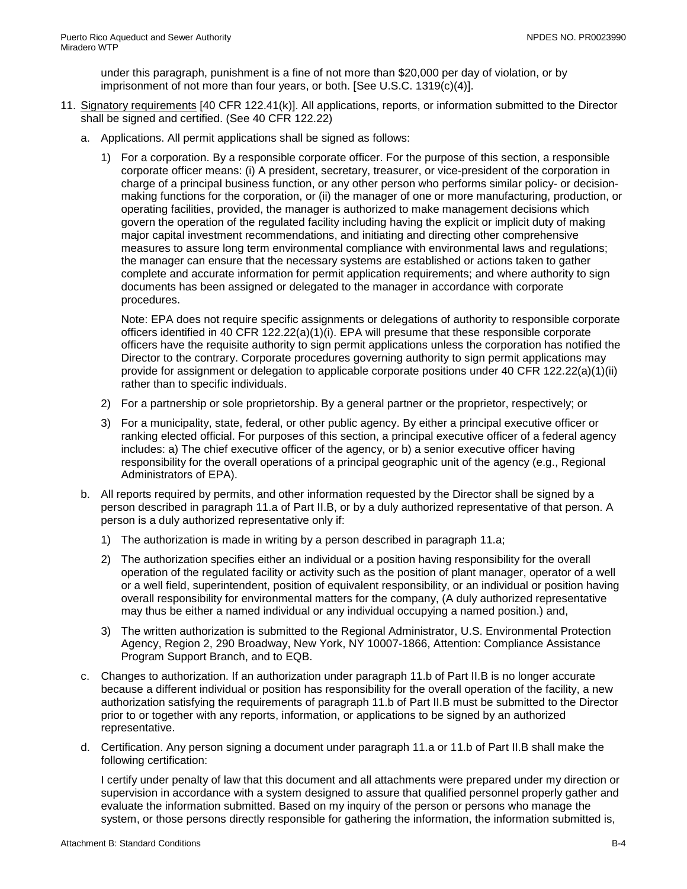under this paragraph, punishment is a fine of not more than $20,000 per day of violation, or by imprisonment of not more than four years, or both. [See U.S.C. 1319(c)(4)].

11. Signatory requirements [40 CFR 122.41(k)]. All applications, reports, or information submitted to the Director shall be signed and certified. (See 40 CFR 122.22)

   a. Applications. All permit applications shall be signed as follows:

      1) For a corporation. By a responsible corporate officer. For the purpose of this section, a responsible corporate officer means: (i) A president, secretary, treasurer, or vice-president of the corporation in charge of a principal business function, or any other person who performs similar policy- or decision-making functions for the corporation, or (ii) the manager of one or more manufacturing, production, or operating facilities, provided, the manager is authorized to make management decisions which govern the operation of the regulated facility including having the explicit or implicit duty of making major capital investment recommendations, and initiating and directing other comprehensive measures to assure long term environmental compliance with environmental laws and regulations; the manager can ensure that the necessary systems are established or actions taken to gather complete and accurate information for permit application requirements; and where authority to sign documents has been assigned or delegated to the manager in accordance with corporate procedures.

         Note: EPA does not require specific assignments or delegations of authority to responsible corporate officers identified in 40 CFR 122.22(a)(1)(i). EPA will presume that these responsible corporate officers have the requisite authority to sign permit applications unless the corporation has notified the Director to the contrary. Corporate procedures governing authority to sign permit applications may provide for assignment or delegation to applicable corporate positions under 40 CFR 122.22(a)(1)(ii) rather than to specific individuals.

      2) For a partnership or sole proprietorship. By a general partner or the proprietor, respectively; or

      3) For a municipality, state, federal, or other public agency. By either a principal executive officer or ranking elected official. For purposes of this section, a principal executive officer of a federal agency includes: a) The chief executive officer of the agency, or b) a senior executive officer having responsibility for the overall operations of a principal geographic unit of the agency (e.g., Regional Administrators of EPA).

   b. All reports required by permits, and other information requested by the Director shall be signed by a person described in paragraph 11.a of Part II.B, or by a duly authorized representative of that person. A person is a duly authorized representative only if:

      1) The authorization is made in writing by a person described in paragraph 11.a;

      2) The authorization specifies either an individual or a position having responsibility for the overall operation of the regulated facility or activity such as the position of plant manager, operator of a well or a well field, superintendent, position of equivalent responsibility, or an individual or position having overall responsibility for environmental matters for the company, (A duly authorized representative may thus be either a named individual or any individual occupying a named position.) and,

      3) The written authorization is submitted to the Regional Administrator, U.S. Environmental Protection Agency, Region 2, 290 Broadway, New York, NY 10007-1866, Attention: Compliance Assistance Program Support Branch, and to EQB.

   c. Changes to authorization. If an authorization under paragraph 11.b of Part II.B is no longer accurate because a different individual or position has responsibility for the overall operation of the facility, a new authorization satisfying the requirements of paragraph 11.b of Part II.B must be submitted to the Director prior to or together with any reports, information, or applications to be signed by an authorized representative.

   d. Certification. Any person signing a document under paragraph 11.a or 11.b of Part II.B shall make the following certification:

      I certify under penalty of law that this document and all attachments were prepared under my direction or supervision in accordance with a system designed to assure that qualified personnel properly gather and evaluate the information submitted. Based on my inquiry of the person or persons who manage the system, or those persons directly responsible for gathering the information, the information submitted is,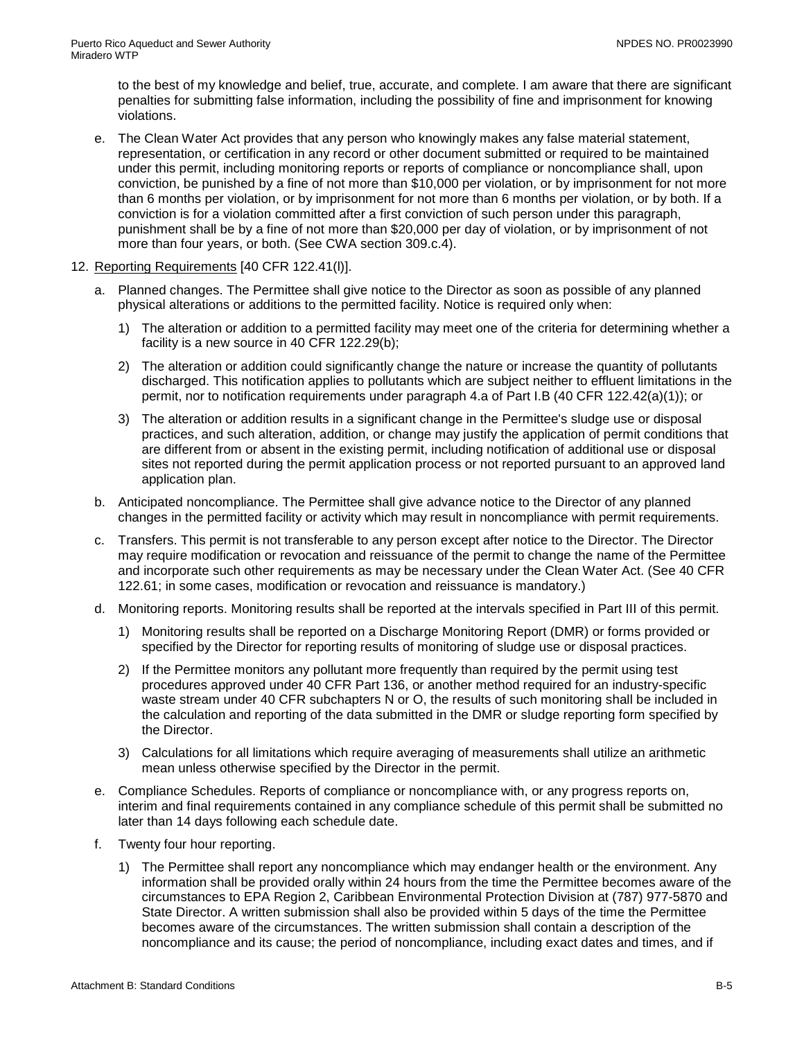to the best of my knowledge and belief, true, accurate, and complete. I am aware that there are significant penalties for submitting false information, including the possibility of fine and imprisonment for knowing violations.

e. The Clean Water Act provides that any person who knowingly makes any false material statement, representation, or certification in any record or other document submitted or required to be maintained under this permit, including monitoring reports or reports of compliance or noncompliance shall, upon conviction, be punished by a fine of not more than $10,000 per violation, or by imprisonment for not more than 6 months per violation, or by imprisonment for not more than 6 months per violation, or by both. If a conviction is for a violation committed after a first conviction of such person under this paragraph, punishment shall be by a fine of not more than $20,000 per day of violation, or by imprisonment of not more than four years, or both. (See CWA section 309.c.4).

12. Reporting Requirements [40 CFR 122.41(l)].

   a. Planned changes. The Permittee shall give notice to the Director as soon as possible of any planned physical alterations or additions to the permitted facility. Notice is required only when:

      1) The alteration or addition to a permitted facility may meet one of the criteria for determining whether a facility is a new source in 40 CFR 122.29(b);

      2) The alteration or addition could significantly change the nature or increase the quantity of pollutants discharged. This notification applies to pollutants which are subject neither to effluent limitations in the permit, nor to notification requirements under paragraph 4.a of Part I.B (40 CFR 122.42(a)(1)); or

      3) The alteration or addition results in a significant change in the Permittee's sludge use or disposal practices, and such alteration, addition, or change may justify the application of permit conditions that are different from or absent in the existing permit, including notification of additional use or disposal sites not reported during the permit application process or not reported pursuant to an approved land application plan.

   b. Anticipated noncompliance. The Permittee shall give advance notice to the Director of any planned changes in the permitted facility or activity which may result in noncompliance with permit requirements.

   c. Transfers. This permit is not transferable to any person except after notice to the Director. The Director may require modification or revocation and reissuance of the permit to change the name of the Permittee and incorporate such other requirements as may be necessary under the Clean Water Act. (See 40 CFR 122.61; in some cases, modification or revocation and reissuance is mandatory.)

   d. Monitoring reports. Monitoring results shall be reported at the intervals specified in Part III of this permit.

      1) Monitoring results shall be reported on a Discharge Monitoring Report (DMR) or forms provided or specified by the Director for reporting results of monitoring of sludge use or disposal practices.

      2) If the Permittee monitors any pollutant more frequently than required by the permit using test procedures approved under 40 CFR Part 136, or another method required for an industry-specific waste stream under 40 CFR subchapters N or O, the results of such monitoring shall be included in the calculation and reporting of the data submitted in the DMR or sludge reporting form specified by the Director.

      3) Calculations for all limitations which require averaging of measurements shall utilize an arithmetic mean unless otherwise specified by the Director in the permit.

   e. Compliance Schedules. Reports of compliance or noncompliance with, or any progress reports on, interim and final requirements contained in any compliance schedule of this permit shall be submitted no later than 14 days following each schedule date.

   f. Twenty four hour reporting.

      1) The Permittee shall report any noncompliance which may endanger health or the environment. Any information shall be provided orally within 24 hours from the time the Permittee becomes aware of the circumstances to EPA Region 2, Caribbean Environmental Protection Division at (787) 977-5870 and State Director. A written submission shall also be provided within 5 days of the time the Permittee becomes aware of the circumstances. The written submission shall contain a description of the noncompliance and its cause; the period of noncompliance, including exact dates and times, and if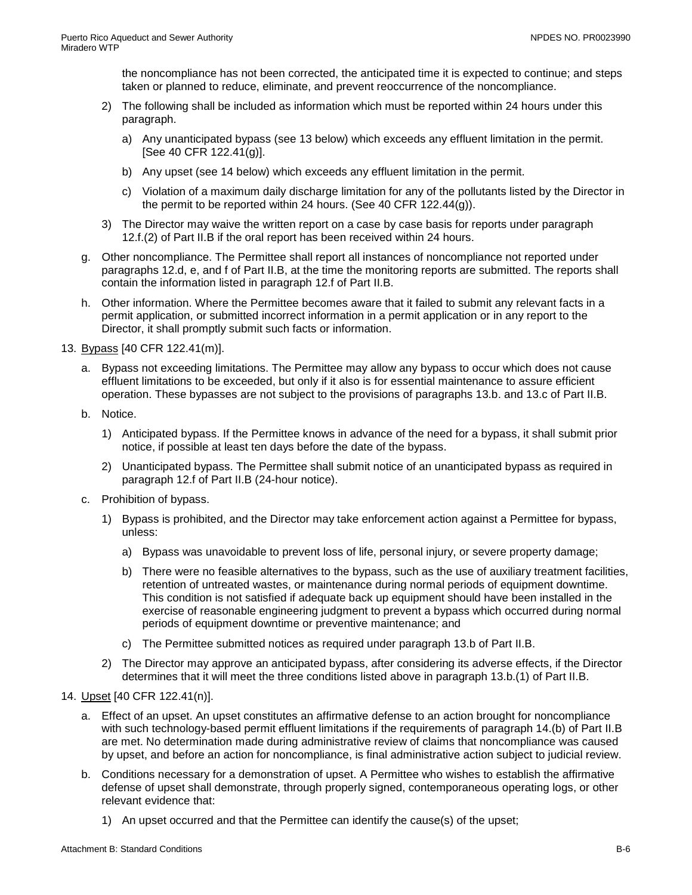the noncompliance has not been corrected, the anticipated time it is expected to continue; and steps taken or planned to reduce, eliminate, and prevent reoccurrence of the noncompliance.

2) The following shall be included as information which must be reported within 24 hours under this paragraph.

   a) Any unanticipated bypass (see 13 below) which exceeds any effluent limitation in the permit. [See 40 CFR 122.41(g)].

   b) Any upset (see 14 below) which exceeds any effluent limitation in the permit.

   c) Violation of a maximum daily discharge limitation for any of the pollutants listed by the Director in the permit to be reported within 24 hours. (See 40 CFR 122.44(g)).

3) The Director may waive the written report on a case by case basis for reports under paragraph 12.f.(2) of Part II.B if the oral report has been received within 24 hours.

g. Other noncompliance. The Permittee shall report all instances of noncompliance not reported under paragraphs 12.d, e, and f of Part II.B, at the time the monitoring reports are submitted. The reports shall contain the information listed in paragraph 12.f of Part II.B.

h. Other information. Where the Permittee becomes aware that it failed to submit any relevant facts in a permit application, or submitted incorrect information in a permit application or in any report to the Director, it shall promptly submit such facts or information.

13. Bypass [40 CFR 122.41(m)].

a. Bypass not exceeding limitations. The Permittee may allow any bypass to occur which does not cause effluent limitations to be exceeded, but only if it also is for essential maintenance to assure efficient operation. These bypasses are not subject to the provisions of paragraphs 13.b. and 13.c of Part II.B.

b. Notice.

   1) Anticipated bypass. If the Permittee knows in advance of the need for a bypass, it shall submit prior notice, if possible at least ten days before the date of the bypass.

   2) Unanticipated bypass. The Permittee shall submit notice of an unanticipated bypass as required in paragraph 12.f of Part II.B (24-hour notice).

c. Prohibition of bypass.

   1) Bypass is prohibited, and the Director may take enforcement action against a Permittee for bypass, unless:

      a) Bypass was unavoidable to prevent loss of life, personal injury, or severe property damage;

      b) There were no feasible alternatives to the bypass, such as the use of auxiliary treatment facilities, retention of untreated wastes, or maintenance during normal periods of equipment downtime. This condition is not satisfied if adequate back up equipment should have been installed in the exercise of reasonable engineering judgment to prevent a bypass which occurred during normal periods of equipment downtime or preventive maintenance; and

      c) The Permittee submitted notices as required under paragraph 13.b of Part II.B.

   2) The Director may approve an anticipated bypass, after considering its adverse effects, if the Director determines that it will meet the three conditions listed above in paragraph 13.b.(1) of Part II.B.

14. Upset [40 CFR 122.41(n)].

a. Effect of an upset. An upset constitutes an affirmative defense to an action brought for noncompliance with such technology-based permit effluent limitations if the requirements of paragraph 14.(b) of Part II.B are met. No determination made during administrative review of claims that noncompliance was caused by upset, and before an action for noncompliance, is final administrative action subject to judicial review.

b. Conditions necessary for a demonstration of upset. A Permittee who wishes to establish the affirmative defense of upset shall demonstrate, through properly signed, contemporaneous operating logs, or other relevant evidence that:

   1) An upset occurred and that the Permittee can identify the cause(s) of the upset;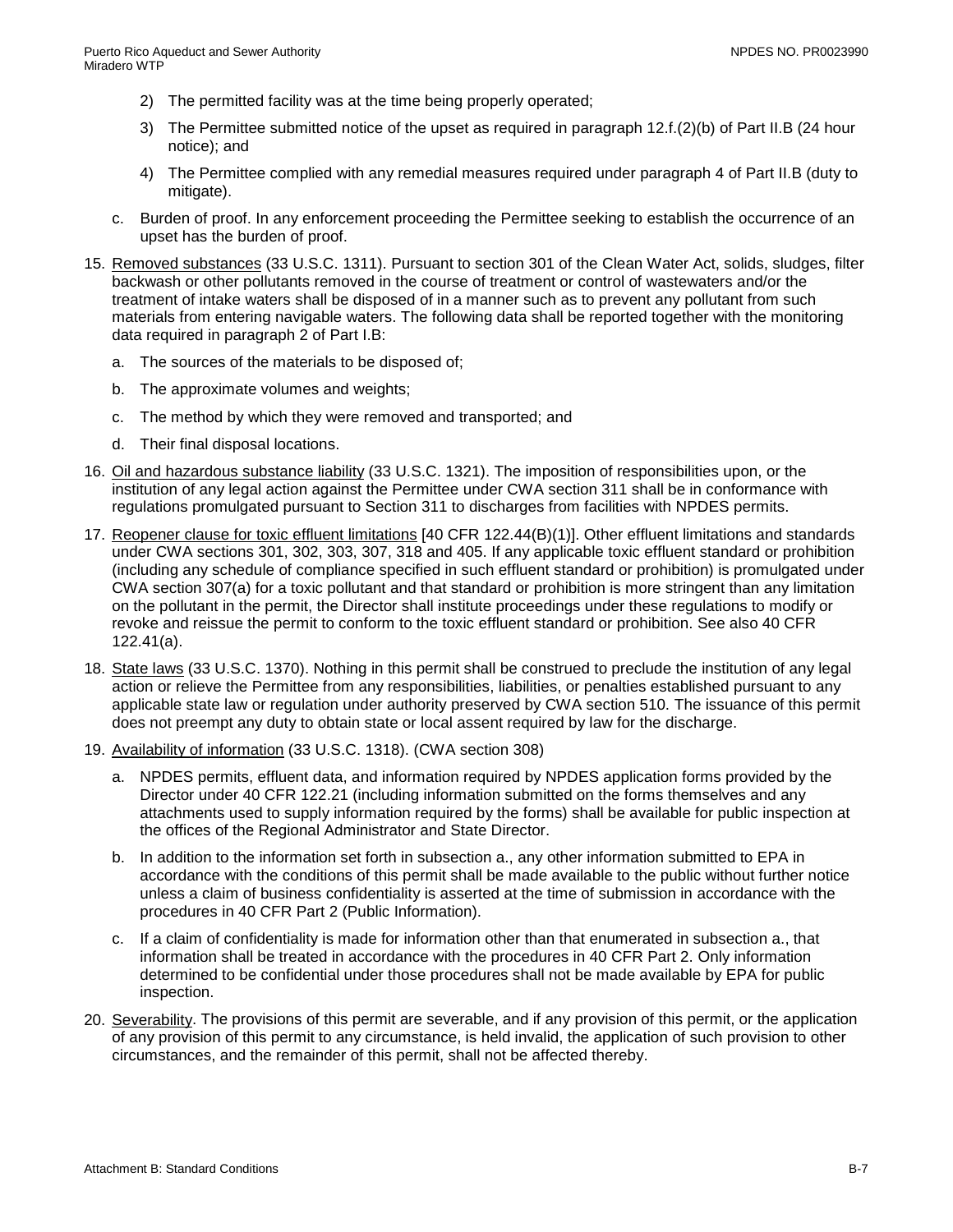2) The permitted facility was at the time being properly operated;

3) The Permittee submitted notice of the upset as required in paragraph 12.f.(2)(b) of Part II.B (24 hour notice); and

4) The Permittee complied with any remedial measures required under paragraph 4 of Part II.B (duty to mitigate).

c. Burden of proof. In any enforcement proceeding the Permittee seeking to establish the occurrence of an upset has the burden of proof.

15. Removed substances (33 U.S.C. 1311). Pursuant to section 301 of the Clean Water Act, solids, sludges, filter backwash or other pollutants removed in the course of treatment or control of wastewaters and/or the treatment of intake waters shall be disposed of in a manner such as to prevent any pollutant from such materials from entering navigable waters. The following data shall be reported together with the monitoring data required in paragraph 2 of Part I.B:

    a. The sources of the materials to be disposed of;

    b. The approximate volumes and weights;

    c. The method by which they were removed and transported; and

    d. Their final disposal locations.

16. Oil and hazardous substance liability (33 U.S.C. 1321). The imposition of responsibilities upon, or the institution of any legal action against the Permittee under CWA section 311 shall be in conformance with regulations promulgated pursuant to Section 311 to discharges from facilities with NPDES permits.

17. Reopener clause for toxic effluent limitations [40 CFR 122.44(B)(1)]. Other effluent limitations and standards under CWA sections 301, 302, 303, 307, 318 and 405. If any applicable toxic effluent standard or prohibition (including any schedule of compliance specified in such effluent standard or prohibition) is promulgated under CWA section 307(a) for a toxic pollutant and that standard or prohibition is more stringent than any limitation on the pollutant in the permit, the Director shall institute proceedings under these regulations to modify or revoke and reissue the permit to conform to the toxic effluent standard or prohibition. See also 40 CFR 122.41(a).

18. State laws (33 U.S.C. 1370). Nothing in this permit shall be construed to preclude the institution of any legal action or relieve the Permittee from any responsibilities, liabilities, or penalties established pursuant to any applicable state law or regulation under authority preserved by CWA section 510. The issuance of this permit does not preempt any duty to obtain state or local assent required by law for the discharge.

19. Availability of information (33 U.S.C. 1318). (CWA section 308)

    a. NPDES permits, effluent data, and information required by NPDES application forms provided by the Director under 40 CFR 122.21 (including information submitted on the forms themselves and any attachments used to supply information required by the forms) shall be available for public inspection at the offices of the Regional Administrator and State Director.

    b. In addition to the information set forth in subsection a., any other information submitted to EPA in accordance with the conditions of this permit shall be made available to the public without further notice unless a claim of business confidentiality is asserted at the time of submission in accordance with the procedures in 40 CFR Part 2 (Public Information).

    c. If a claim of confidentiality is made for information other than that enumerated in subsection a., that information shall be treated in accordance with the procedures in 40 CFR Part 2. Only information determined to be confidential under those procedures shall not be made available by EPA for public inspection.

20. Severability. The provisions of this permit are severable, and if any provision of this permit, or the application of any provision of this permit to any circumstance, is held invalid, the application of such provision to other circumstances, and the remainder of this permit, shall not be affected thereby.